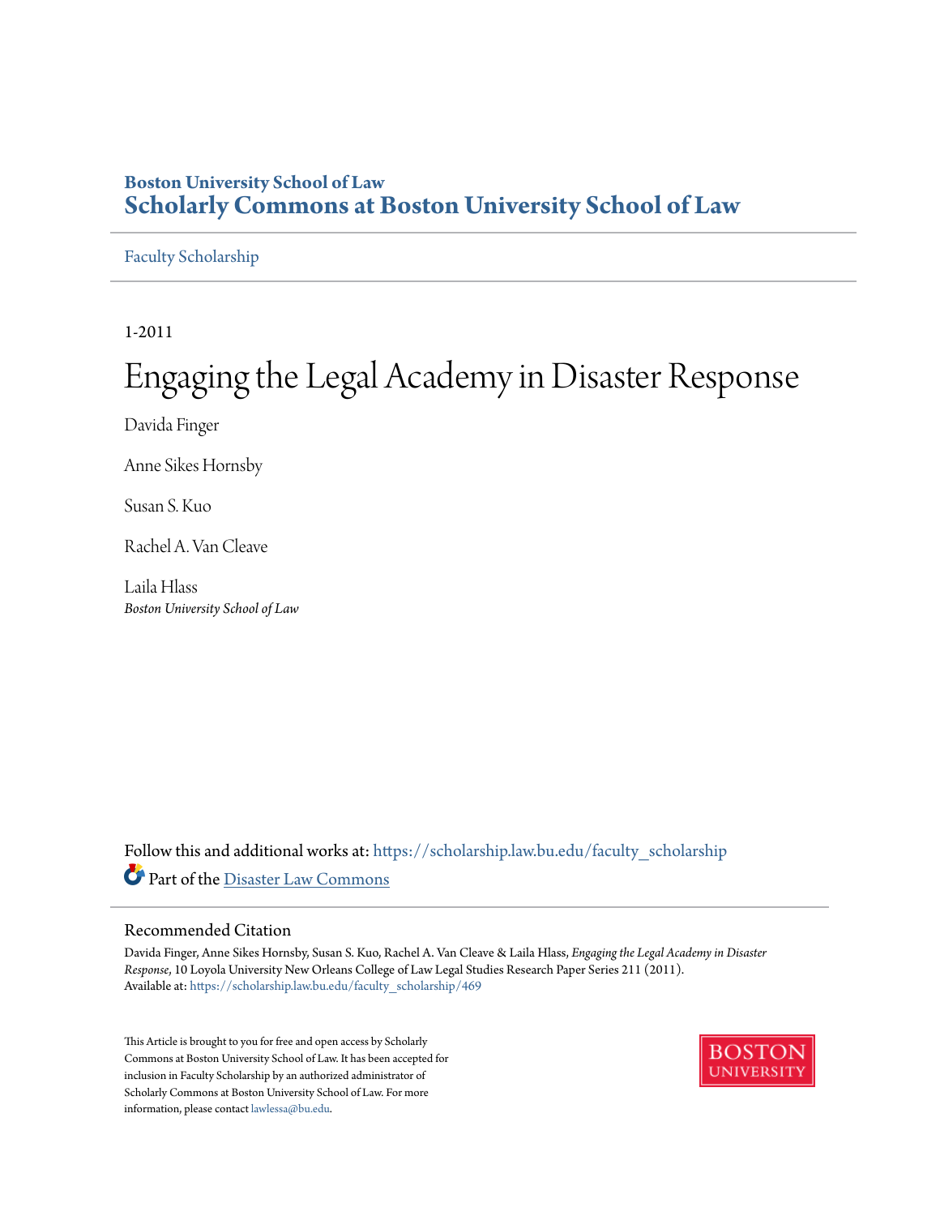Boston University School of Law

**Scholarly Commons at Boston University School of Law**

Faculty Scholarship

1-2011

# Engaging the Legal Academy in Disaster Response

Davida Finger

Anne Sikes Hornsby

Susan S. Kuo

Rachel A. Van Cleave

Laila Hlass
*Boston University School of Law*

Follow this and additional works at: https://scholarship.law.bu.edu/faculty_scholarship

Part of the Disaster Law Commons

## Recommended Citation

Davida Finger, Anne Sikes Hornsby, Susan S. Kuo, Rachel A. Van Cleave & Laila Hlass, *Engaging the Legal Academy in Disaster Response*, 10 Loyola University New Orleans College of Law Legal Studies Research Paper Series 211 (2011).
Available at: https://scholarship.law.bu.edu/faculty_scholarship/469

This Article is brought to you for free and open access by Scholarly Commons at Boston University School of Law. It has been accepted for inclusion in Faculty Scholarship by an authorized administrator of Scholarly Commons at Boston University School of Law. For more information, please contact lawlessa@bu.edu.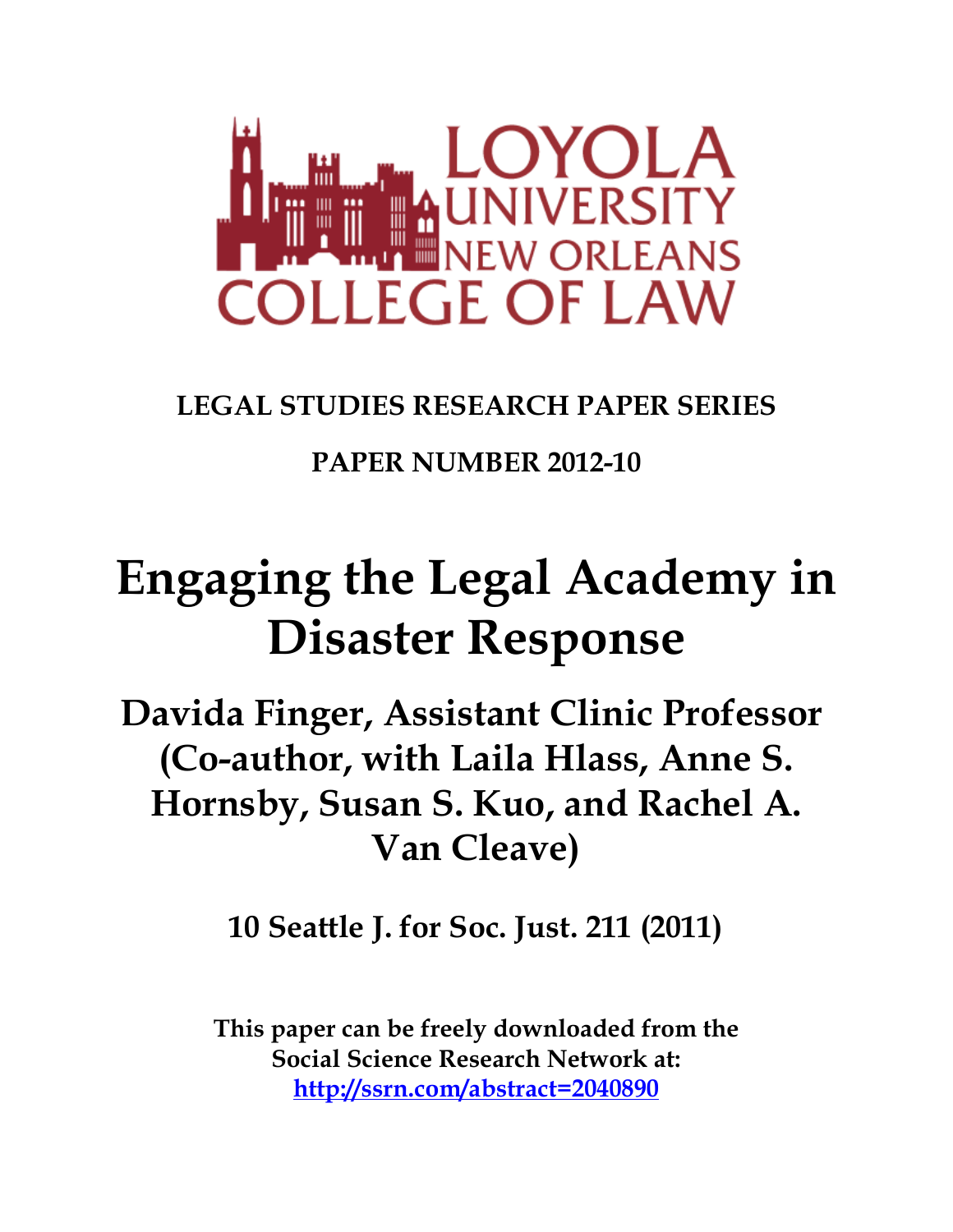LOYOLA UNIVERSITY NEW ORLEANS COLLEGE OF LAW

**LEGAL STUDIES RESEARCH PAPER SERIES**

**PAPER NUMBER 2012-10**

# Engaging the Legal Academy in Disaster Response

## Davida Finger, Assistant Clinic Professor (Co-author, with Laila Hlass, Anne S. Hornsby, Susan S. Kuo, and Rachel A. Van Cleave)

**10 Seattle J. for Soc. Just. 211 (2011)**

**This paper can be freely downloaded from the Social Science Research Network at: http://ssrn.com/abstract=2040890**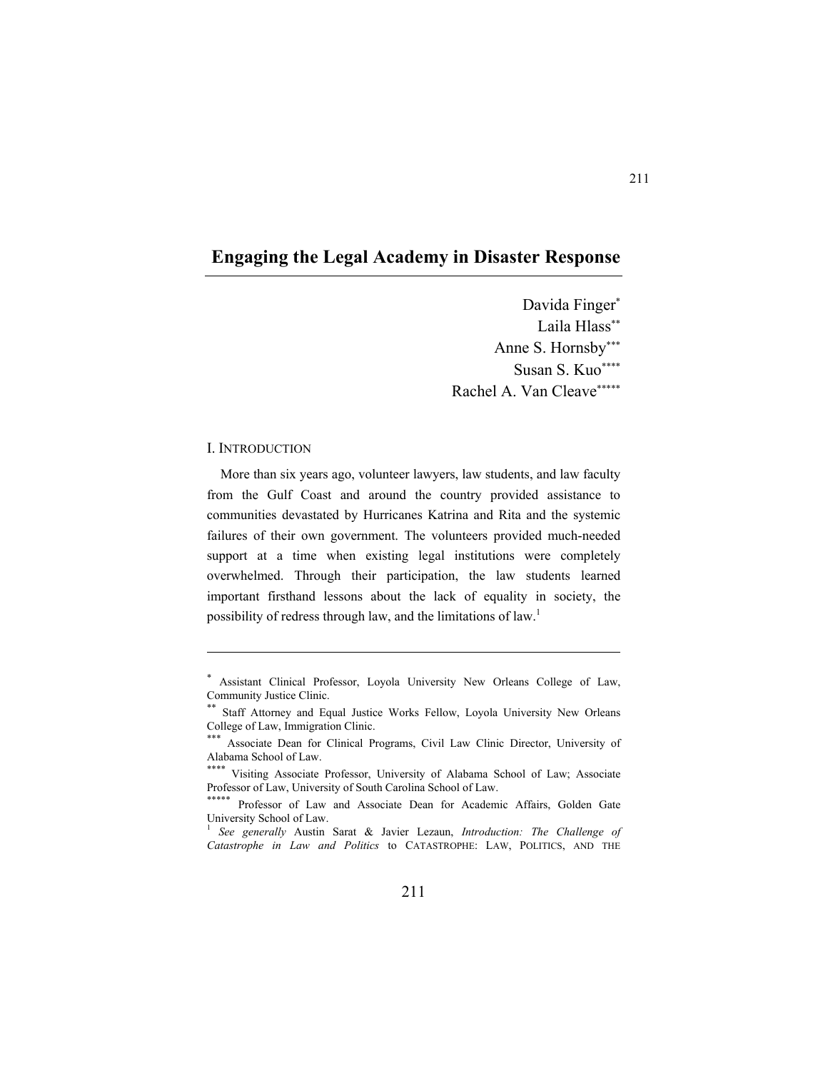# Engaging the Legal Academy in Disaster Response

Davida Finger[*]
Laila Hlass[**]
Anne S. Hornsby[***]
Susan S. Kuo[****]
Rachel A. Van Cleave[*****]

## I. INTRODUCTION

More than six years ago, volunteer lawyers, law students, and law faculty from the Gulf Coast and around the country provided assistance to communities devastated by Hurricanes Katrina and Rita and the systemic failures of their own government. The volunteers provided much-needed support at a time when existing legal institutions were completely overwhelmed. Through their participation, the law students learned important firsthand lessons about the lack of equality in society, the possibility of redress through law, and the limitations of law.[1]

---

[*] Assistant Clinical Professor, Loyola University New Orleans College of Law, Community Justice Clinic.

[**] Staff Attorney and Equal Justice Works Fellow, Loyola University New Orleans College of Law, Immigration Clinic.

[***] Associate Dean for Clinical Programs, Civil Law Clinic Director, University of Alabama School of Law.

[****] Visiting Associate Professor, University of Alabama School of Law; Associate Professor of Law, University of South Carolina School of Law.

[*****] Professor of Law and Associate Dean for Academic Affairs, Golden Gate University School of Law.

[1] *See generally* Austin Sarat & Javier Lezaun, *Introduction: The Challenge of Catastrophe in Law and Politics* to CATASTROPHE: LAW, POLITICS, AND THE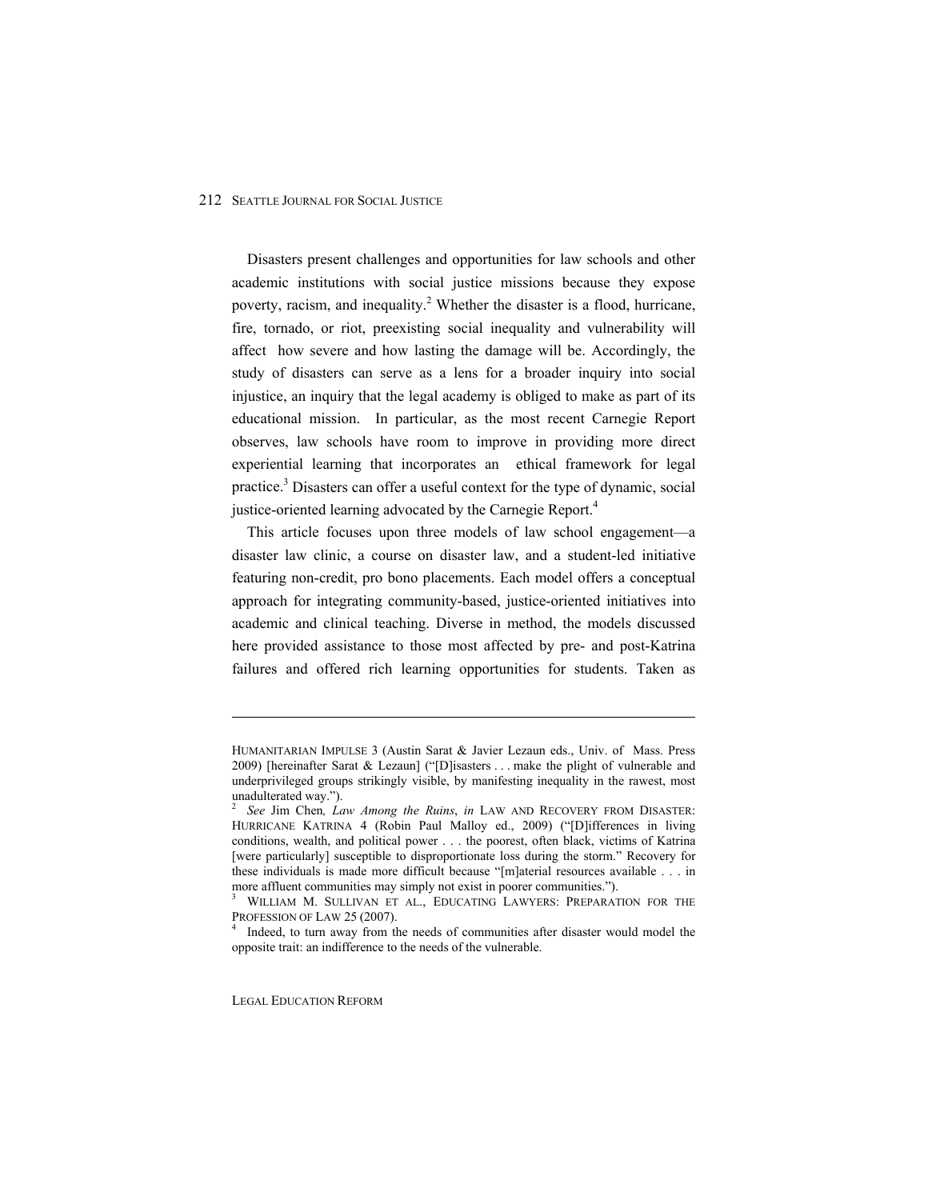Disasters present challenges and opportunities for law schools and other academic institutions with social justice missions because they expose poverty, racism, and inequality.[2] Whether the disaster is a flood, hurricane, fire, tornado, or riot, preexisting social inequality and vulnerability will affect how severe and how lasting the damage will be. Accordingly, the study of disasters can serve as a lens for a broader inquiry into social injustice, an inquiry that the legal academy is obliged to make as part of its educational mission. In particular, as the most recent Carnegie Report observes, law schools have room to improve in providing more direct experiential learning that incorporates an ethical framework for legal practice.[3] Disasters can offer a useful context for the type of dynamic, social justice-oriented learning advocated by the Carnegie Report.[4]

This article focuses upon three models of law school engagement—a disaster law clinic, a course on disaster law, and a student-led initiative featuring non-credit, pro bono placements. Each model offers a conceptual approach for integrating community-based, justice-oriented initiatives into academic and clinical teaching. Diverse in method, the models discussed here provided assistance to those most affected by pre- and post-Katrina failures and offered rich learning opportunities for students. Taken as

---

HUMANITARIAN IMPULSE 3 (Austin Sarat & Javier Lezaun eds., Univ. of Mass. Press 2009) [hereinafter Sarat & Lezaun] ("[D]isasters . . . make the plight of vulnerable and underprivileged groups strikingly visible, by manifesting inequality in the rawest, most unadulterated way.").

[2] *See* Jim Chen, *Law Among the Ruins*, *in* LAW AND RECOVERY FROM DISASTER: HURRICANE KATRINA 4 (Robin Paul Malloy ed., 2009) ("[D]ifferences in living conditions, wealth, and political power . . . the poorest, often black, victims of Katrina [were particularly] susceptible to disproportionate loss during the storm." Recovery for these individuals is made more difficult because "[m]aterial resources available . . . in more affluent communities may simply not exist in poorer communities.").

[3] WILLIAM M. SULLIVAN ET AL., EDUCATING LAWYERS: PREPARATION FOR THE PROFESSION OF LAW 25 (2007).

[4] Indeed, to turn away from the needs of communities after disaster would model the opposite trait: an indifference to the needs of the vulnerable.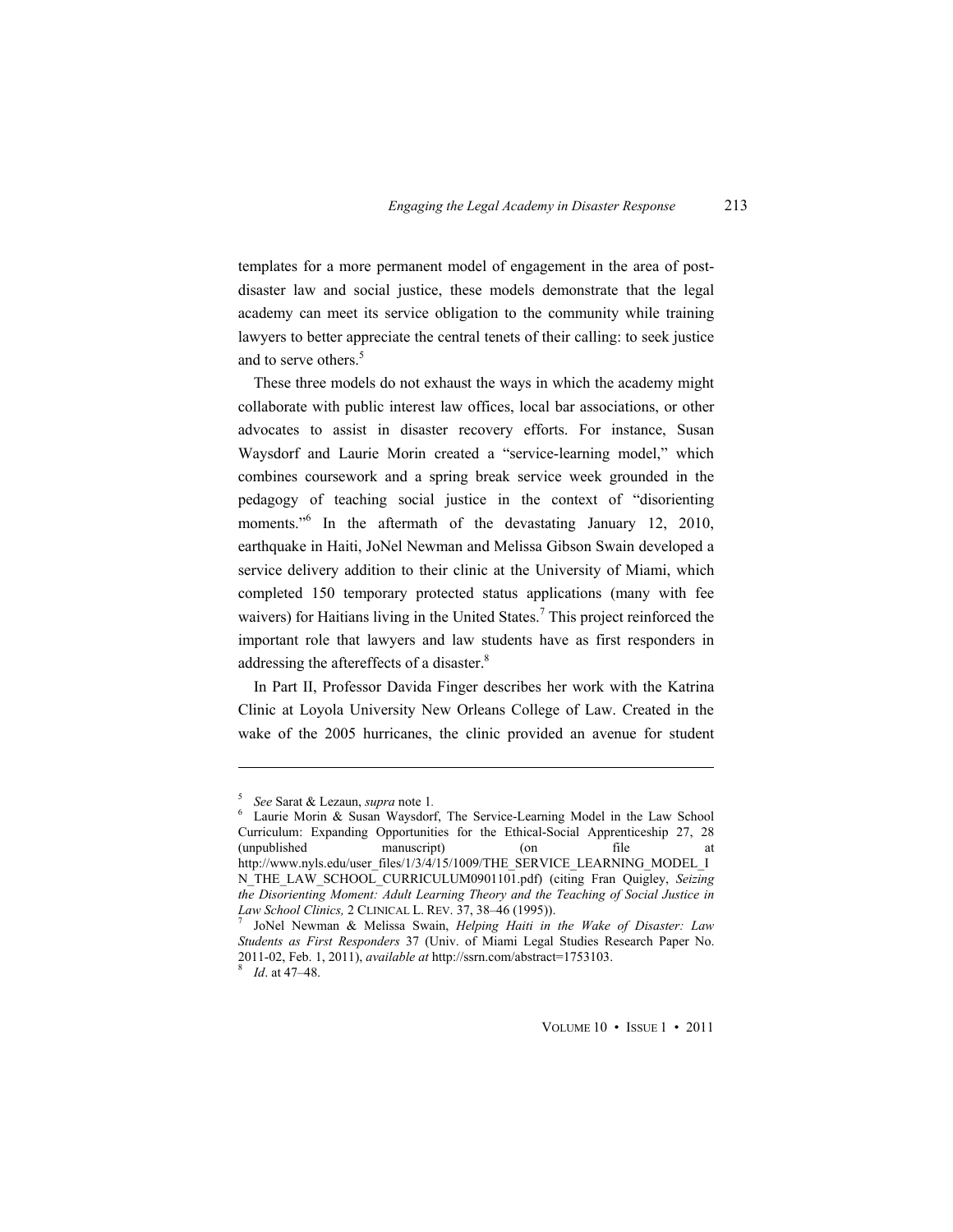templates for a more permanent model of engagement in the area of post-disaster law and social justice, these models demonstrate that the legal academy can meet its service obligation to the community while training lawyers to better appreciate the central tenets of their calling: to seek justice and to serve others.[5]

These three models do not exhaust the ways in which the academy might collaborate with public interest law offices, local bar associations, or other advocates to assist in disaster recovery efforts. For instance, Susan Waysdorf and Laurie Morin created a "service-learning model," which combines coursework and a spring break service week grounded in the pedagogy of teaching social justice in the context of "disorienting moments."[6] In the aftermath of the devastating January 12, 2010, earthquake in Haiti, JoNel Newman and Melissa Gibson Swain developed a service delivery addition to their clinic at the University of Miami, which completed 150 temporary protected status applications (many with fee waivers) for Haitians living in the United States.[7] This project reinforced the important role that lawyers and law students have as first responders in addressing the aftereffects of a disaster.[8]

In Part II, Professor Davida Finger describes her work with the Katrina Clinic at Loyola University New Orleans College of Law. Created in the wake of the 2005 hurricanes, the clinic provided an avenue for student

---

[5] *See* Sarat & Lezaun, *supra* note 1.

[6] Laurie Morin & Susan Waysdorf, The Service-Learning Model in the Law School Curriculum: Expanding Opportunities for the Ethical-Social Apprenticeship 27, 28 (unpublished manuscript) (on file at http://www.nyls.edu/user_files/1/3/4/15/1009/THE_SERVICE_LEARNING_MODEL_IN_THE_LAW_SCHOOL_CURRICULUM0901101.pdf) (citing Fran Quigley, *Seizing the Disorienting Moment: Adult Learning Theory and the Teaching of Social Justice in Law School Clinics,* 2 CLINICAL L. REV. 37, 38–46 (1995)).

[7] JoNel Newman & Melissa Swain, *Helping Haiti in the Wake of Disaster: Law Students as First Responders* 37 (Univ. of Miami Legal Studies Research Paper No. 2011-02, Feb. 1, 2011), *available at* http://ssrn.com/abstract=1753103.

[8] *Id*. at 47–48.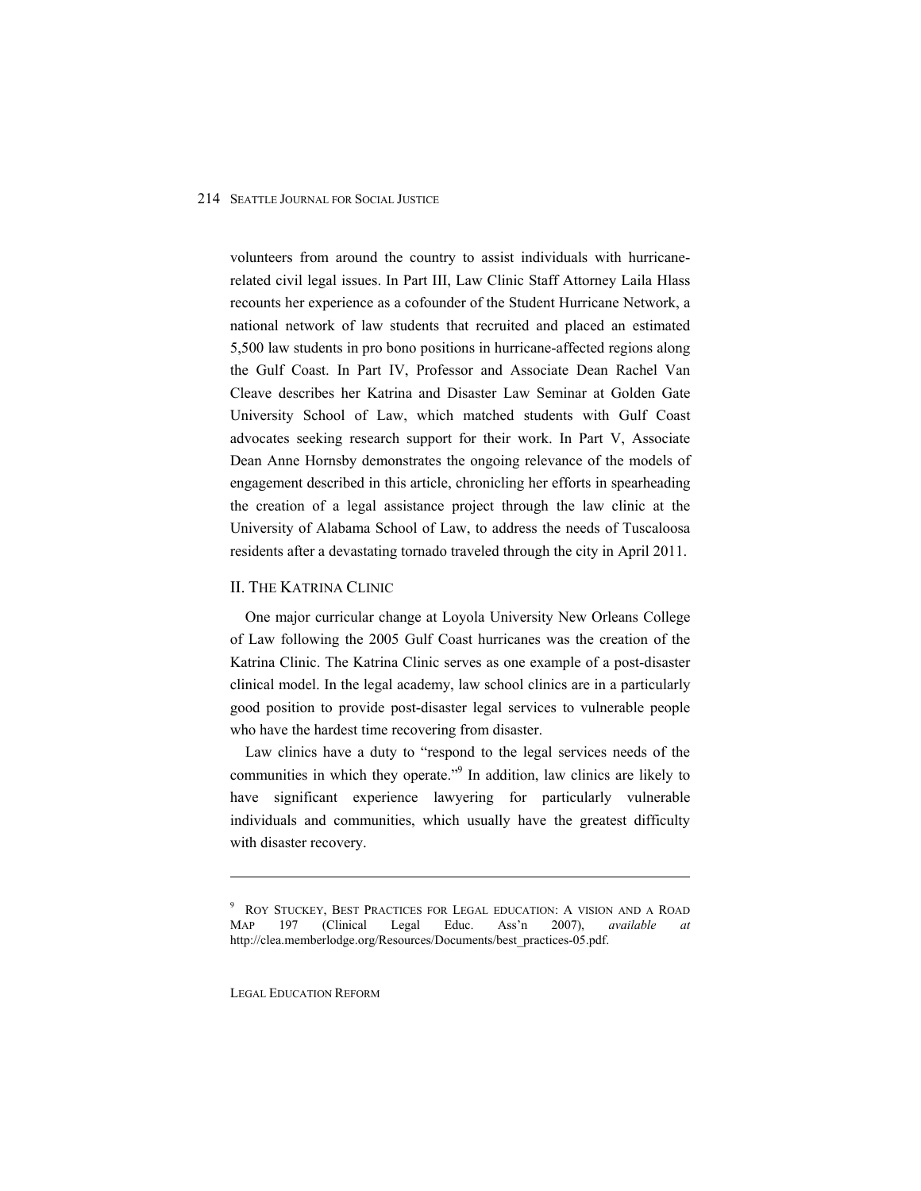volunteers from around the country to assist individuals with hurricane-related civil legal issues. In Part III, Law Clinic Staff Attorney Laila Hlass recounts her experience as a cofounder of the Student Hurricane Network, a national network of law students that recruited and placed an estimated 5,500 law students in pro bono positions in hurricane-affected regions along the Gulf Coast. In Part IV, Professor and Associate Dean Rachel Van Cleave describes her Katrina and Disaster Law Seminar at Golden Gate University School of Law, which matched students with Gulf Coast advocates seeking research support for their work. In Part V, Associate Dean Anne Hornsby demonstrates the ongoing relevance of the models of engagement described in this article, chronicling her efforts in spearheading the creation of a legal assistance project through the law clinic at the University of Alabama School of Law, to address the needs of Tuscaloosa residents after a devastating tornado traveled through the city in April 2011.

## II. The Katrina Clinic

One major curricular change at Loyola University New Orleans College of Law following the 2005 Gulf Coast hurricanes was the creation of the Katrina Clinic. The Katrina Clinic serves as one example of a post-disaster clinical model. In the legal academy, law school clinics are in a particularly good position to provide post-disaster legal services to vulnerable people who have the hardest time recovering from disaster.

Law clinics have a duty to "respond to the legal services needs of the communities in which they operate."[9] In addition, law clinics are likely to have significant experience lawyering for particularly vulnerable individuals and communities, which usually have the greatest difficulty with disaster recovery.

---

[9] Roy Stuckey, Best Practices for Legal education: A vision and a Road Map 197 (Clinical Legal Educ. Ass'n 2007), *available at* http://clea.memberlodge.org/Resources/Documents/best_practices-05.pdf.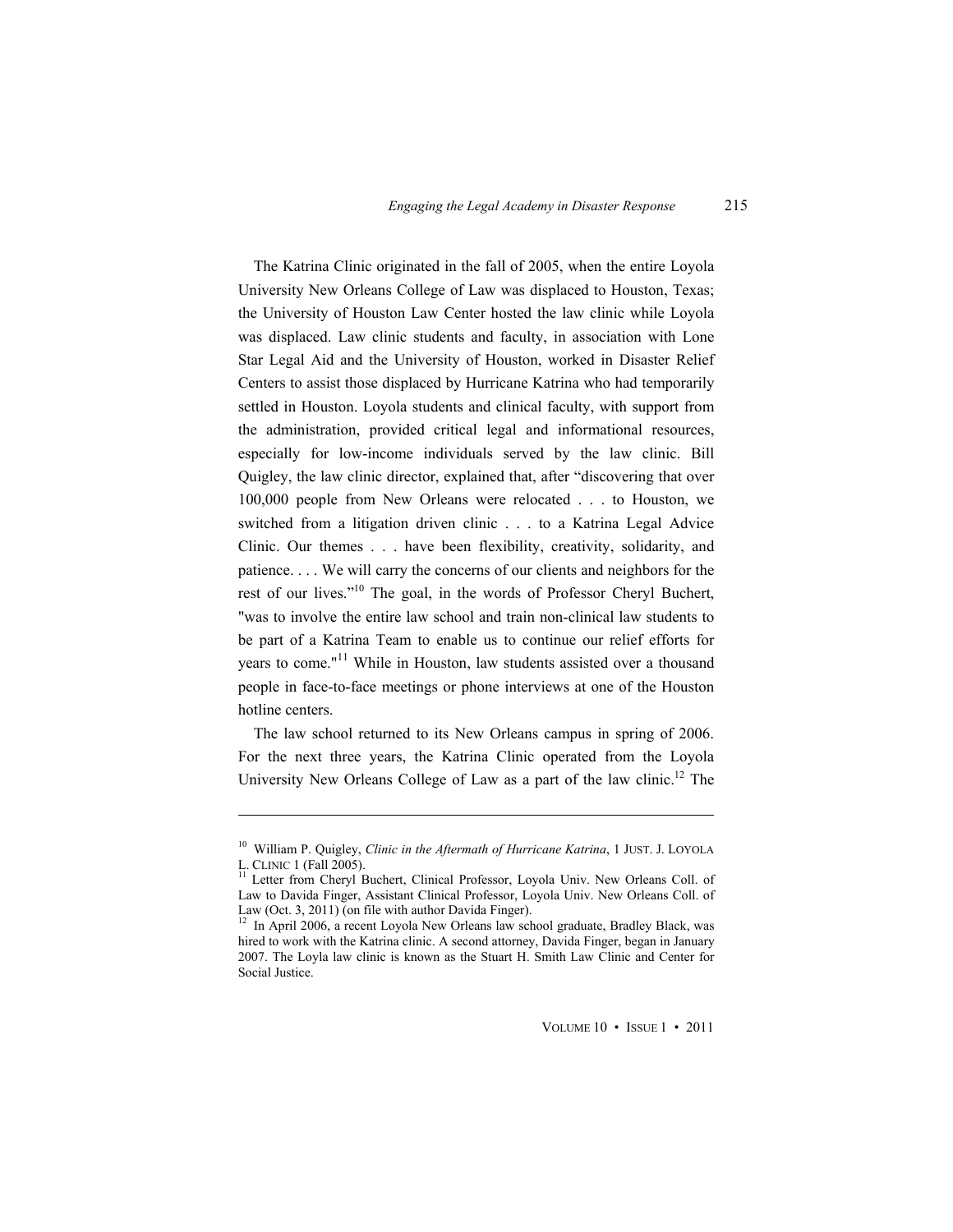The Katrina Clinic originated in the fall of 2005, when the entire Loyola University New Orleans College of Law was displaced to Houston, Texas; the University of Houston Law Center hosted the law clinic while Loyola was displaced. Law clinic students and faculty, in association with Lone Star Legal Aid and the University of Houston, worked in Disaster Relief Centers to assist those displaced by Hurricane Katrina who had temporarily settled in Houston. Loyola students and clinical faculty, with support from the administration, provided critical legal and informational resources, especially for low-income individuals served by the law clinic. Bill Quigley, the law clinic director, explained that, after "discovering that over 100,000 people from New Orleans were relocated . . . to Houston, we switched from a litigation driven clinic . . . to a Katrina Legal Advice Clinic. Our themes . . . have been flexibility, creativity, solidarity, and patience. . . . We will carry the concerns of our clients and neighbors for the rest of our lives."[10] The goal, in the words of Professor Cheryl Buchert, "was to involve the entire law school and train non-clinical law students to be part of a Katrina Team to enable us to continue our relief efforts for years to come."[11] While in Houston, law students assisted over a thousand people in face-to-face meetings or phone interviews at one of the Houston hotline centers.

The law school returned to its New Orleans campus in spring of 2006. For the next three years, the Katrina Clinic operated from the Loyola University New Orleans College of Law as a part of the law clinic.[12] The

---

[10] William P. Quigley, *Clinic in the Aftermath of Hurricane Katrina*, 1 JUST. J. LOYOLA L. CLINIC 1 (Fall 2005).

[11] Letter from Cheryl Buchert, Clinical Professor, Loyola Univ. New Orleans Coll. of Law to Davida Finger, Assistant Clinical Professor, Loyola Univ. New Orleans Coll. of Law (Oct. 3, 2011) (on file with author Davida Finger).

[12] In April 2006, a recent Loyola New Orleans law school graduate, Bradley Black, was hired to work with the Katrina clinic. A second attorney, Davida Finger, began in January 2007. The Loyla law clinic is known as the Stuart H. Smith Law Clinic and Center for Social Justice.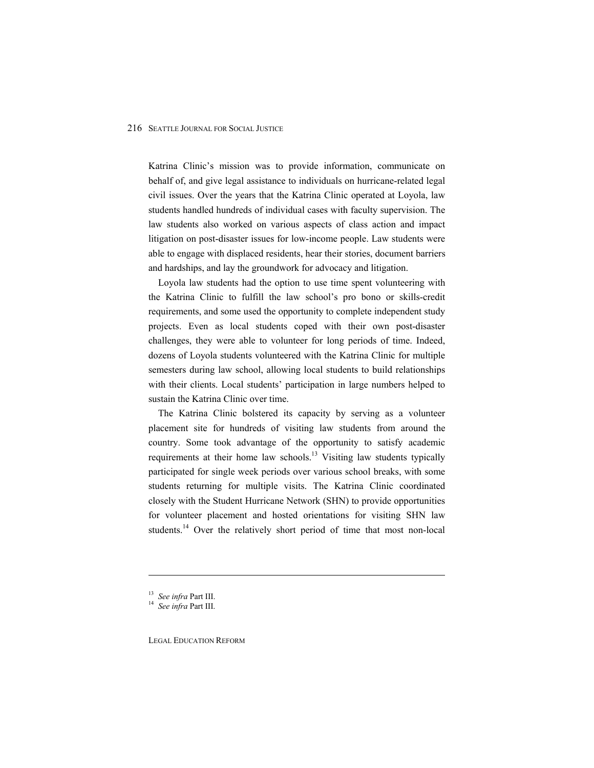Katrina Clinic's mission was to provide information, communicate on behalf of, and give legal assistance to individuals on hurricane-related legal civil issues. Over the years that the Katrina Clinic operated at Loyola, law students handled hundreds of individual cases with faculty supervision. The law students also worked on various aspects of class action and impact litigation on post-disaster issues for low-income people. Law students were able to engage with displaced residents, hear their stories, document barriers and hardships, and lay the groundwork for advocacy and litigation.

Loyola law students had the option to use time spent volunteering with the Katrina Clinic to fulfill the law school's pro bono or skills-credit requirements, and some used the opportunity to complete independent study projects. Even as local students coped with their own post-disaster challenges, they were able to volunteer for long periods of time. Indeed, dozens of Loyola students volunteered with the Katrina Clinic for multiple semesters during law school, allowing local students to build relationships with their clients. Local students' participation in large numbers helped to sustain the Katrina Clinic over time.

The Katrina Clinic bolstered its capacity by serving as a volunteer placement site for hundreds of visiting law students from around the country. Some took advantage of the opportunity to satisfy academic requirements at their home law schools.[13] Visiting law students typically participated for single week periods over various school breaks, with some students returning for multiple visits. The Katrina Clinic coordinated closely with the Student Hurricane Network (SHN) to provide opportunities for volunteer placement and hosted orientations for visiting SHN law students.[14] Over the relatively short period of time that most non-local

---

[13] *See infra* Part III.

[14] *See infra* Part III.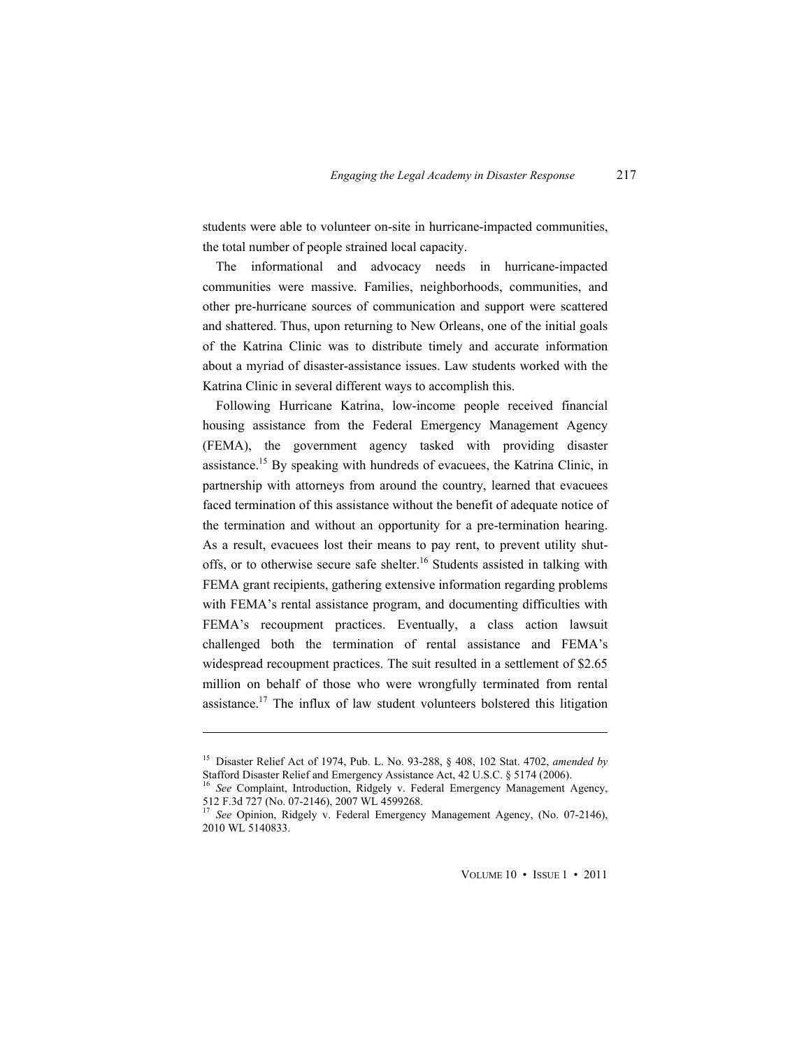students were able to volunteer on-site in hurricane-impacted communities, the total number of people strained local capacity.

The informational and advocacy needs in hurricane-impacted communities were massive. Families, neighborhoods, communities, and other pre-hurricane sources of communication and support were scattered and shattered. Thus, upon returning to New Orleans, one of the initial goals of the Katrina Clinic was to distribute timely and accurate information about a myriad of disaster-assistance issues. Law students worked with the Katrina Clinic in several different ways to accomplish this.

Following Hurricane Katrina, low-income people received financial housing assistance from the Federal Emergency Management Agency (FEMA), the government agency tasked with providing disaster assistance.[15] By speaking with hundreds of evacuees, the Katrina Clinic, in partnership with attorneys from around the country, learned that evacuees faced termination of this assistance without the benefit of adequate notice of the termination and without an opportunity for a pre-termination hearing. As a result, evacuees lost their means to pay rent, to prevent utility shut-offs, or to otherwise secure safe shelter.[16] Students assisted in talking with FEMA grant recipients, gathering extensive information regarding problems with FEMA's rental assistance program, and documenting difficulties with FEMA's recoupment practices. Eventually, a class action lawsuit challenged both the termination of rental assistance and FEMA's widespread recoupment practices. The suit resulted in a settlement of $2.65 million on behalf of those who were wrongfully terminated from rental assistance.[17] The influx of law student volunteers bolstered this litigation

---

[15] Disaster Relief Act of 1974, Pub. L. No. 93-288, § 408, 102 Stat. 4702, *amended by* Stafford Disaster Relief and Emergency Assistance Act, 42 U.S.C. § 5174 (2006).

[16] *See* Complaint, Introduction, Ridgely v. Federal Emergency Management Agency, 512 F.3d 727 (No. 07-2146), 2007 WL 4599268.

[17] *See* Opinion, Ridgely v. Federal Emergency Management Agency, (No. 07-2146), 2010 WL 5140833.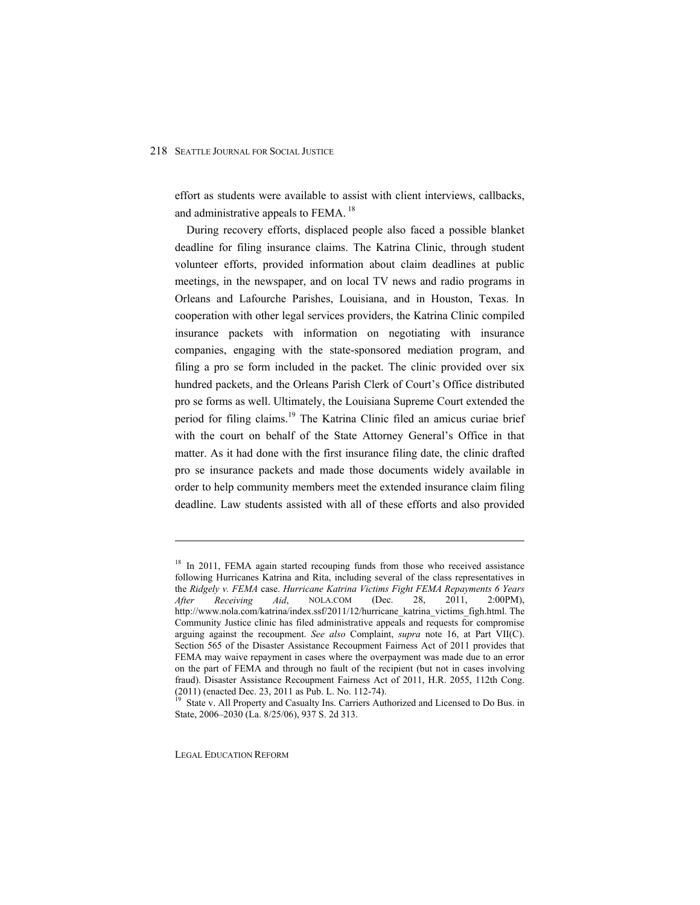effort as students were available to assist with client interviews, callbacks, and administrative appeals to FEMA. [18]

During recovery efforts, displaced people also faced a possible blanket deadline for filing insurance claims. The Katrina Clinic, through student volunteer efforts, provided information about claim deadlines at public meetings, in the newspaper, and on local TV news and radio programs in Orleans and Lafourche Parishes, Louisiana, and in Houston, Texas. In cooperation with other legal services providers, the Katrina Clinic compiled insurance packets with information on negotiating with insurance companies, engaging with the state-sponsored mediation program, and filing a pro se form included in the packet. The clinic provided over six hundred packets, and the Orleans Parish Clerk of Court's Office distributed pro se forms as well. Ultimately, the Louisiana Supreme Court extended the period for filing claims.[19] The Katrina Clinic filed an amicus curiae brief with the court on behalf of the State Attorney General's Office in that matter. As it had done with the first insurance filing date, the clinic drafted pro se insurance packets and made those documents widely available in order to help community members meet the extended insurance claim filing deadline. Law students assisted with all of these efforts and also provided

---

[18] In 2011, FEMA again started recouping funds from those who received assistance following Hurricanes Katrina and Rita, including several of the class representatives in the *Ridgely v. FEMA* case. *Hurricane Katrina Victims Fight FEMA Repayments 6 Years After Receiving Aid*, NOLA.COM (Dec. 28, 2011, 2:00PM), http://www.nola.com/katrina/index.ssf/2011/12/hurricane_katrina_victims_figh.html. The Community Justice clinic has filed administrative appeals and requests for compromise arguing against the recoupment. *See also* Complaint, *supra* note 16, at Part VII(C). Section 565 of the Disaster Assistance Recoupment Fairness Act of 2011 provides that FEMA may waive repayment in cases where the overpayment was made due to an error on the part of FEMA and through no fault of the recipient (but not in cases involving fraud). Disaster Assistance Recoupment Fairness Act of 2011, H.R. 2055, 112th Cong. (2011) (enacted Dec. 23, 2011 as Pub. L. No. 112-74).

[19] State v. All Property and Casualty Ins. Carriers Authorized and Licensed to Do Bus. in State, 2006–2030 (La. 8/25/06), 937 S. 2d 313.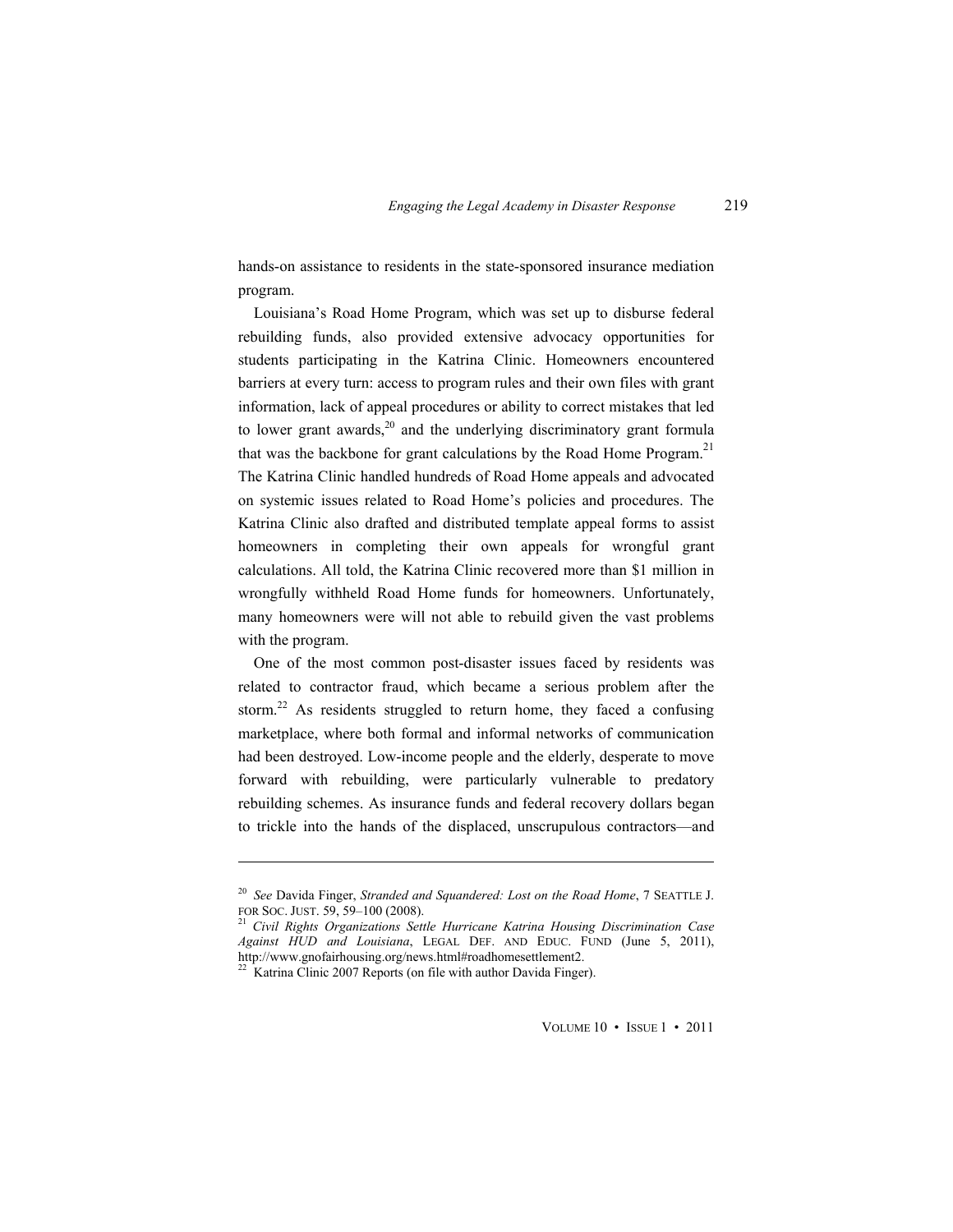hands-on assistance to residents in the state-sponsored insurance mediation program.

Louisiana's Road Home Program, which was set up to disburse federal rebuilding funds, also provided extensive advocacy opportunities for students participating in the Katrina Clinic. Homeowners encountered barriers at every turn: access to program rules and their own files with grant information, lack of appeal procedures or ability to correct mistakes that led to lower grant awards,[20] and the underlying discriminatory grant formula that was the backbone for grant calculations by the Road Home Program.[21] The Katrina Clinic handled hundreds of Road Home appeals and advocated on systemic issues related to Road Home's policies and procedures. The Katrina Clinic also drafted and distributed template appeal forms to assist homeowners in completing their own appeals for wrongful grant calculations. All told, the Katrina Clinic recovered more than $1 million in wrongfully withheld Road Home funds for homeowners. Unfortunately, many homeowners were will not able to rebuild given the vast problems with the program.

One of the most common post-disaster issues faced by residents was related to contractor fraud, which became a serious problem after the storm.[22] As residents struggled to return home, they faced a confusing marketplace, where both formal and informal networks of communication had been destroyed. Low-income people and the elderly, desperate to move forward with rebuilding, were particularly vulnerable to predatory rebuilding schemes. As insurance funds and federal recovery dollars began to trickle into the hands of the displaced, unscrupulous contractors—and

---

[20] *See* Davida Finger, *Stranded and Squandered: Lost on the Road Home*, 7 SEATTLE J. FOR SOC. JUST. 59, 59–100 (2008).

[21] *Civil Rights Organizations Settle Hurricane Katrina Housing Discrimination Case Against HUD and Louisiana*, LEGAL DEF. AND EDUC. FUND (June 5, 2011), http://www.gnofairhousing.org/news.html#roadhomesettlement2.

[22] Katrina Clinic 2007 Reports (on file with author Davida Finger).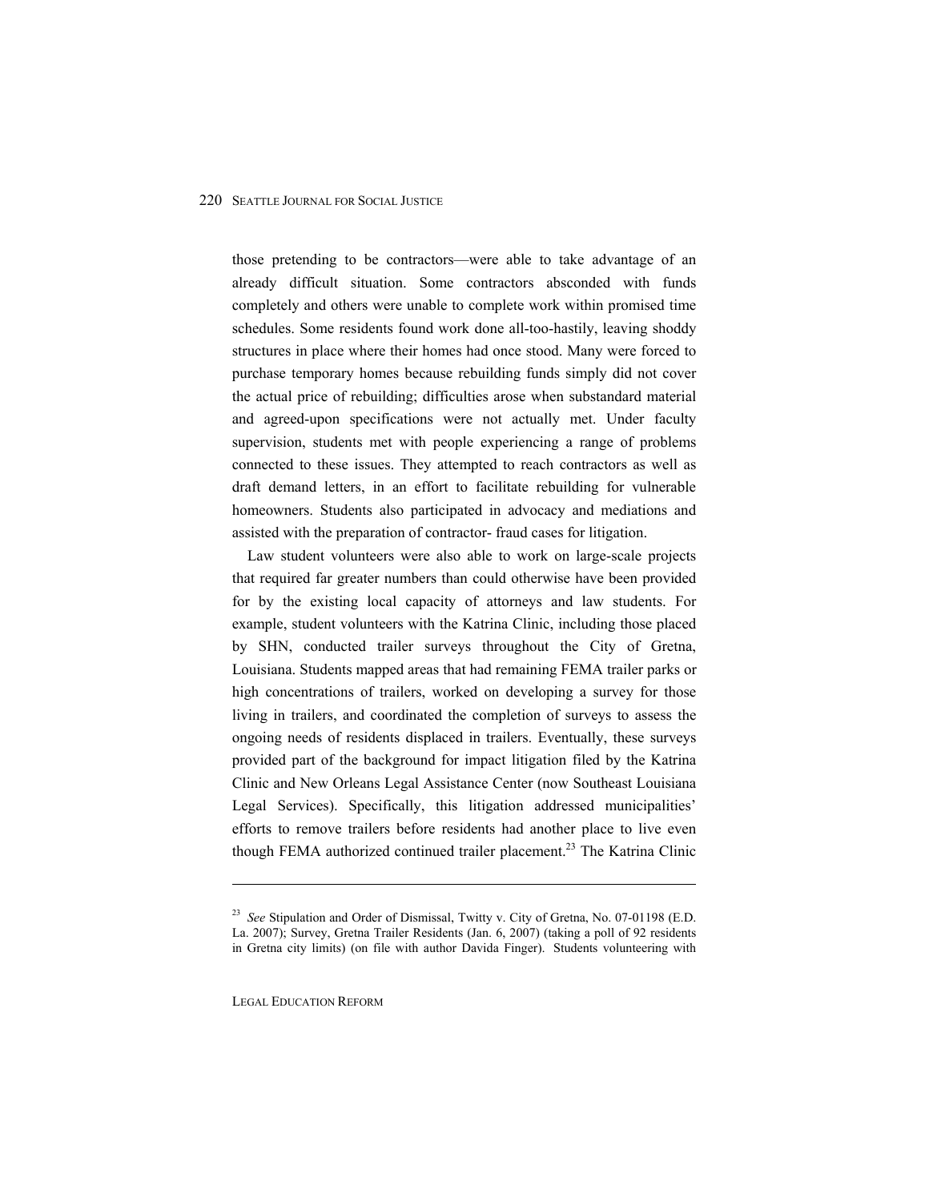those pretending to be contractors—were able to take advantage of an already difficult situation. Some contractors absconded with funds completely and others were unable to complete work within promised time schedules. Some residents found work done all-too-hastily, leaving shoddy structures in place where their homes had once stood. Many were forced to purchase temporary homes because rebuilding funds simply did not cover the actual price of rebuilding; difficulties arose when substandard material and agreed-upon specifications were not actually met. Under faculty supervision, students met with people experiencing a range of problems connected to these issues. They attempted to reach contractors as well as draft demand letters, in an effort to facilitate rebuilding for vulnerable homeowners. Students also participated in advocacy and mediations and assisted with the preparation of contractor- fraud cases for litigation.

Law student volunteers were also able to work on large-scale projects that required far greater numbers than could otherwise have been provided for by the existing local capacity of attorneys and law students. For example, student volunteers with the Katrina Clinic, including those placed by SHN, conducted trailer surveys throughout the City of Gretna, Louisiana. Students mapped areas that had remaining FEMA trailer parks or high concentrations of trailers, worked on developing a survey for those living in trailers, and coordinated the completion of surveys to assess the ongoing needs of residents displaced in trailers. Eventually, these surveys provided part of the background for impact litigation filed by the Katrina Clinic and New Orleans Legal Assistance Center (now Southeast Louisiana Legal Services). Specifically, this litigation addressed municipalities' efforts to remove trailers before residents had another place to live even though FEMA authorized continued trailer placement.[23] The Katrina Clinic

---

[23] *See* Stipulation and Order of Dismissal, Twitty v. City of Gretna, No. 07-01198 (E.D. La. 2007); Survey, Gretna Trailer Residents (Jan. 6, 2007) (taking a poll of 92 residents in Gretna city limits) (on file with author Davida Finger). Students volunteering with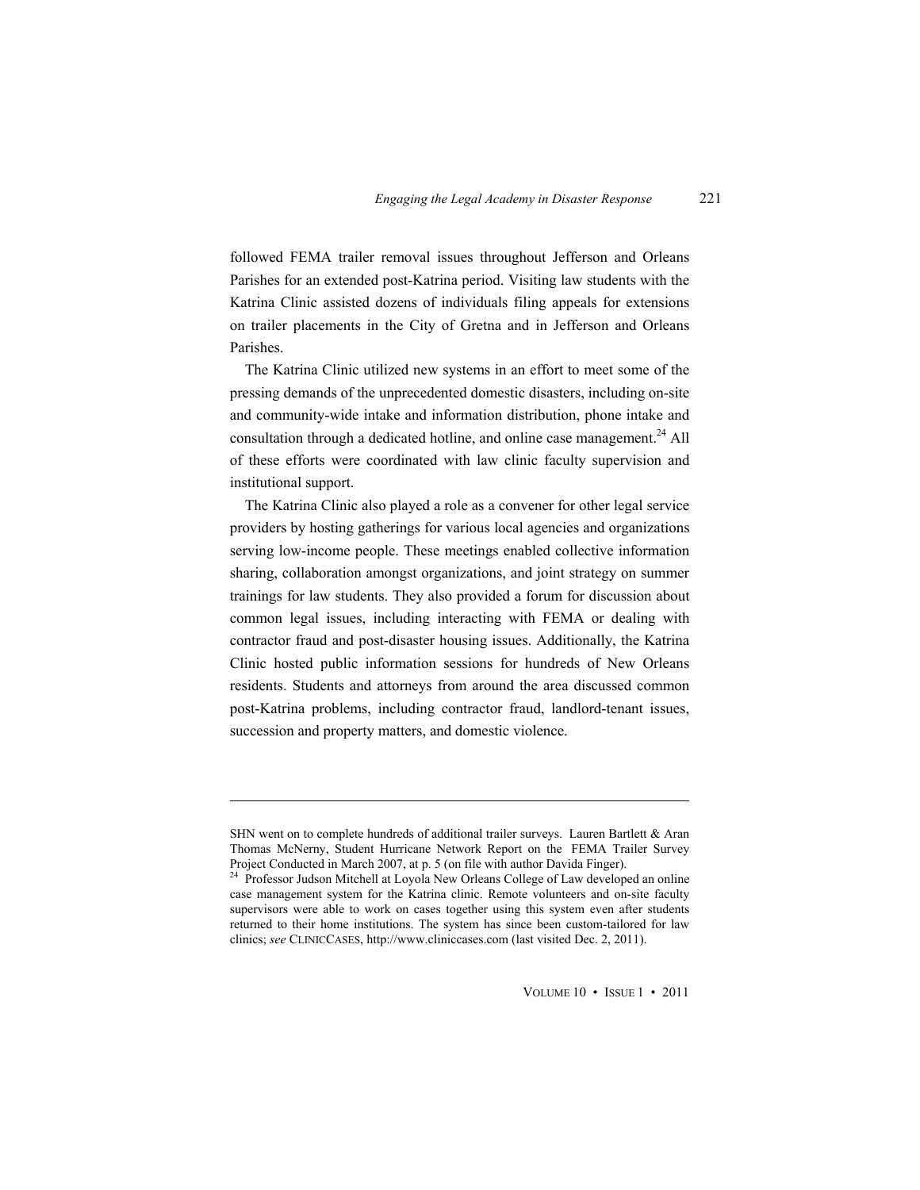followed FEMA trailer removal issues throughout Jefferson and Orleans Parishes for an extended post-Katrina period. Visiting law students with the Katrina Clinic assisted dozens of individuals filing appeals for extensions on trailer placements in the City of Gretna and in Jefferson and Orleans Parishes.

The Katrina Clinic utilized new systems in an effort to meet some of the pressing demands of the unprecedented domestic disasters, including on-site and community-wide intake and information distribution, phone intake and consultation through a dedicated hotline, and online case management.[24] All of these efforts were coordinated with law clinic faculty supervision and institutional support.

The Katrina Clinic also played a role as a convener for other legal service providers by hosting gatherings for various local agencies and organizations serving low-income people. These meetings enabled collective information sharing, collaboration amongst organizations, and joint strategy on summer trainings for law students. They also provided a forum for discussion about common legal issues, including interacting with FEMA or dealing with contractor fraud and post-disaster housing issues. Additionally, the Katrina Clinic hosted public information sessions for hundreds of New Orleans residents. Students and attorneys from around the area discussed common post-Katrina problems, including contractor fraud, landlord-tenant issues, succession and property matters, and domestic violence.

---

SHN went on to complete hundreds of additional trailer surveys. Lauren Bartlett & Aran Thomas McNerny, Student Hurricane Network Report on the FEMA Trailer Survey Project Conducted in March 2007, at p. 5 (on file with author Davida Finger).

[24] Professor Judson Mitchell at Loyola New Orleans College of Law developed an online case management system for the Katrina clinic. Remote volunteers and on-site faculty supervisors were able to work on cases together using this system even after students returned to their home institutions. The system has since been custom-tailored for law clinics; *see* CLINICCASES, http://www.cliniccases.com (last visited Dec. 2, 2011).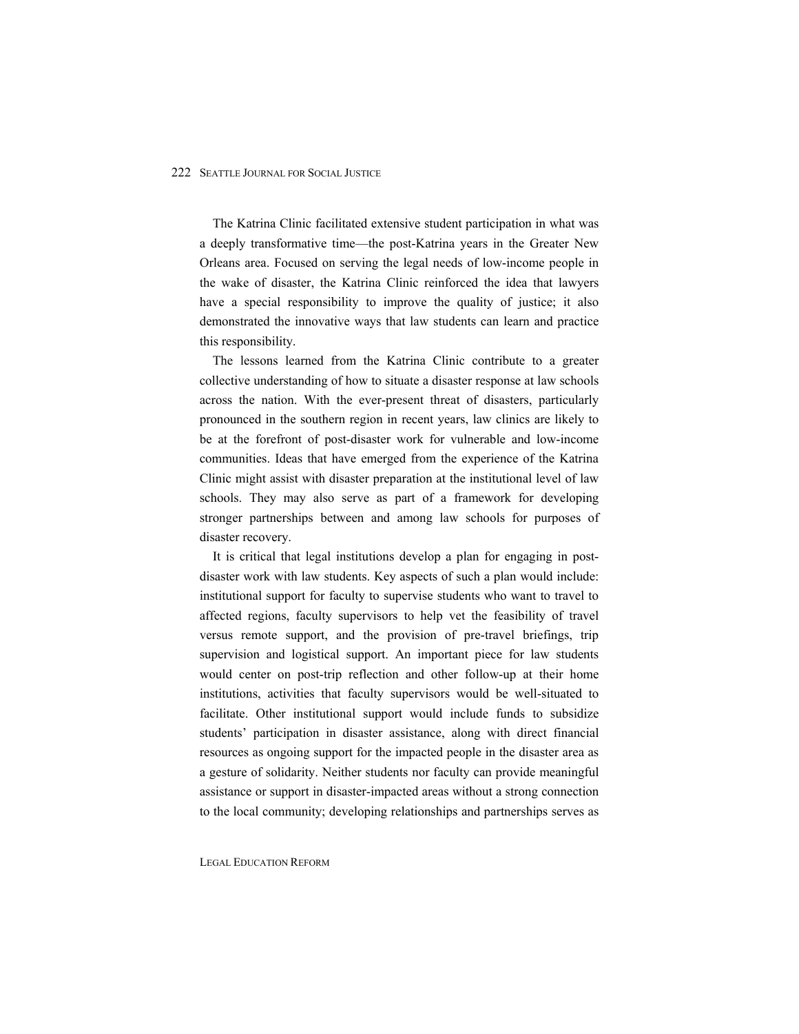The Katrina Clinic facilitated extensive student participation in what was a deeply transformative time—the post-Katrina years in the Greater New Orleans area. Focused on serving the legal needs of low-income people in the wake of disaster, the Katrina Clinic reinforced the idea that lawyers have a special responsibility to improve the quality of justice; it also demonstrated the innovative ways that law students can learn and practice this responsibility.

The lessons learned from the Katrina Clinic contribute to a greater collective understanding of how to situate a disaster response at law schools across the nation. With the ever-present threat of disasters, particularly pronounced in the southern region in recent years, law clinics are likely to be at the forefront of post-disaster work for vulnerable and low-income communities. Ideas that have emerged from the experience of the Katrina Clinic might assist with disaster preparation at the institutional level of law schools. They may also serve as part of a framework for developing stronger partnerships between and among law schools for purposes of disaster recovery.

It is critical that legal institutions develop a plan for engaging in post-disaster work with law students. Key aspects of such a plan would include: institutional support for faculty to supervise students who want to travel to affected regions, faculty supervisors to help vet the feasibility of travel versus remote support, and the provision of pre-travel briefings, trip supervision and logistical support. An important piece for law students would center on post-trip reflection and other follow-up at their home institutions, activities that faculty supervisors would be well-situated to facilitate. Other institutional support would include funds to subsidize students' participation in disaster assistance, along with direct financial resources as ongoing support for the impacted people in the disaster area as a gesture of solidarity. Neither students nor faculty can provide meaningful assistance or support in disaster-impacted areas without a strong connection to the local community; developing relationships and partnerships serves as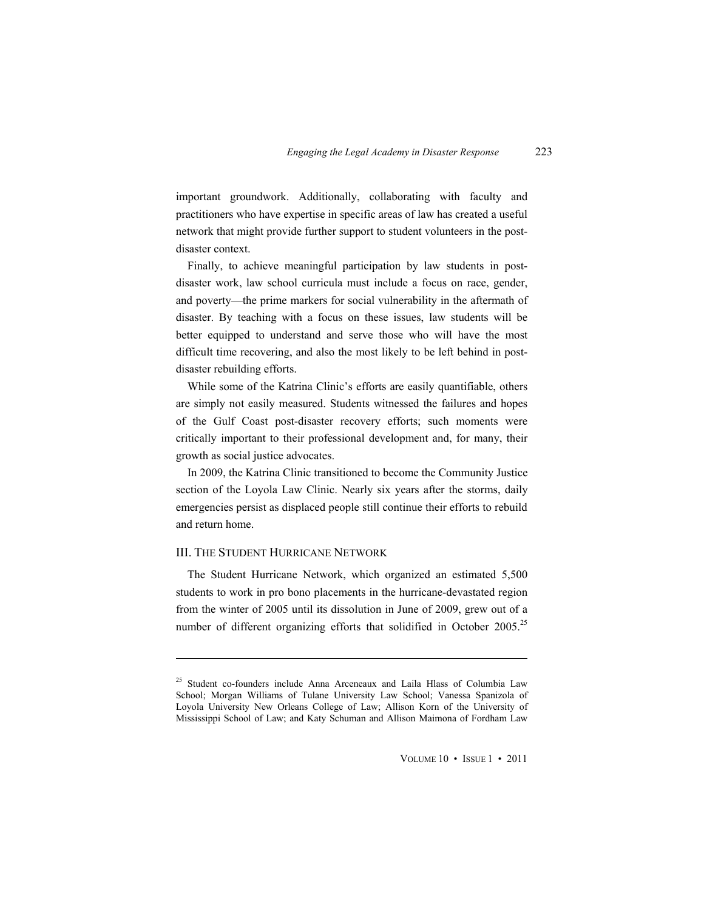important groundwork. Additionally, collaborating with faculty and practitioners who have expertise in specific areas of law has created a useful network that might provide further support to student volunteers in the post-disaster context.

Finally, to achieve meaningful participation by law students in post-disaster work, law school curricula must include a focus on race, gender, and poverty—the prime markers for social vulnerability in the aftermath of disaster. By teaching with a focus on these issues, law students will be better equipped to understand and serve those who will have the most difficult time recovering, and also the most likely to be left behind in post-disaster rebuilding efforts.

While some of the Katrina Clinic's efforts are easily quantifiable, others are simply not easily measured. Students witnessed the failures and hopes of the Gulf Coast post-disaster recovery efforts; such moments were critically important to their professional development and, for many, their growth as social justice advocates.

In 2009, the Katrina Clinic transitioned to become the Community Justice section of the Loyola Law Clinic. Nearly six years after the storms, daily emergencies persist as displaced people still continue their efforts to rebuild and return home.

## III. The Student Hurricane Network

The Student Hurricane Network, which organized an estimated 5,500 students to work in pro bono placements in the hurricane-devastated region from the winter of 2005 until its dissolution in June of 2009, grew out of a number of different organizing efforts that solidified in October 2005.[25]

---

[25] Student co-founders include Anna Arceneaux and Laila Hlass of Columbia Law School; Morgan Williams of Tulane University Law School; Vanessa Spanizola of Loyola University New Orleans College of Law; Allison Korn of the University of Mississippi School of Law; and Katy Schuman and Allison Maimona of Fordham Law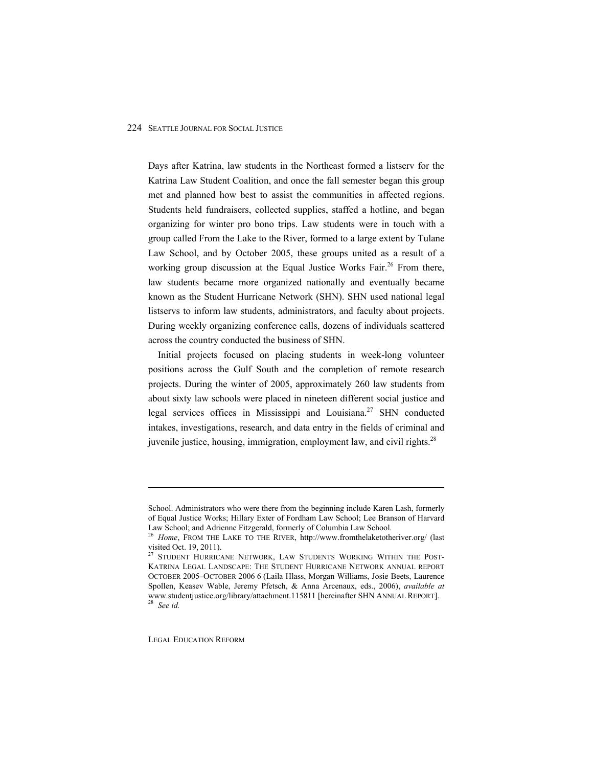Days after Katrina, law students in the Northeast formed a listserv for the Katrina Law Student Coalition, and once the fall semester began this group met and planned how best to assist the communities in affected regions. Students held fundraisers, collected supplies, staffed a hotline, and began organizing for winter pro bono trips. Law students were in touch with a group called From the Lake to the River, formed to a large extent by Tulane Law School, and by October 2005, these groups united as a result of a working group discussion at the Equal Justice Works Fair.[26] From there, law students became more organized nationally and eventually became known as the Student Hurricane Network (SHN). SHN used national legal listservs to inform law students, administrators, and faculty about projects. During weekly organizing conference calls, dozens of individuals scattered across the country conducted the business of SHN.

Initial projects focused on placing students in week-long volunteer positions across the Gulf South and the completion of remote research projects. During the winter of 2005, approximately 260 law students from about sixty law schools were placed in nineteen different social justice and legal services offices in Mississippi and Louisiana.[27] SHN conducted intakes, investigations, research, and data entry in the fields of criminal and juvenile justice, housing, immigration, employment law, and civil rights.[28]

---

School. Administrators who were there from the beginning include Karen Lash, formerly of Equal Justice Works; Hillary Exter of Fordham Law School; Lee Branson of Harvard Law School; and Adrienne Fitzgerald, formerly of Columbia Law School.

[26] *Home*, FROM THE LAKE TO THE RIVER, http://www.fromthelaketotheriver.org/ (last visited Oct. 19, 2011).

[27] STUDENT HURRICANE NETWORK, LAW STUDENTS WORKING WITHIN THE POST-KATRINA LEGAL LANDSCAPE: THE STUDENT HURRICANE NETWORK ANNUAL REPORT OCTOBER 2005–OCTOBER 2006 6 (Laila Hlass, Morgan Williams, Josie Beets, Laurence Spollen, Keasev Wable, Jeremy Pfetsch, & Anna Arcenaux, eds., 2006), *available at* www.studentjustice.org/library/attachment.115811 [hereinafter SHN ANNUAL REPORT].

[28] *See id.*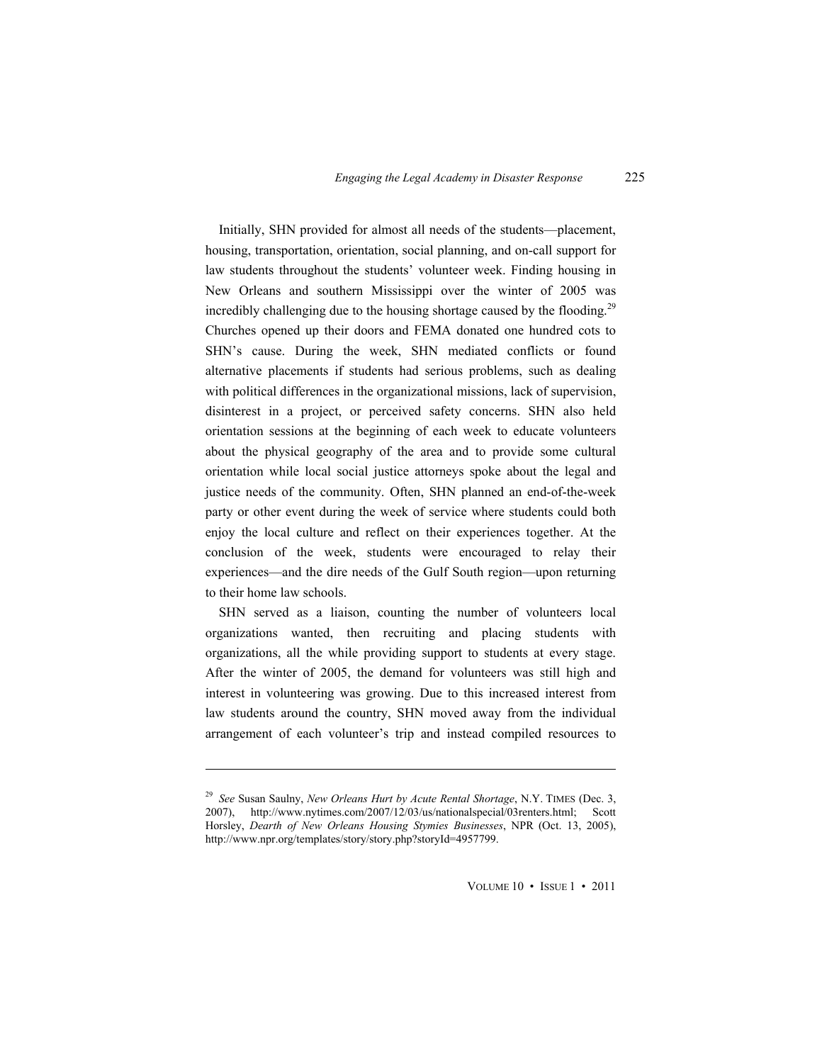Initially, SHN provided for almost all needs of the students—placement, housing, transportation, orientation, social planning, and on-call support for law students throughout the students' volunteer week. Finding housing in New Orleans and southern Mississippi over the winter of 2005 was incredibly challenging due to the housing shortage caused by the flooding.[29] Churches opened up their doors and FEMA donated one hundred cots to SHN's cause. During the week, SHN mediated conflicts or found alternative placements if students had serious problems, such as dealing with political differences in the organizational missions, lack of supervision, disinterest in a project, or perceived safety concerns. SHN also held orientation sessions at the beginning of each week to educate volunteers about the physical geography of the area and to provide some cultural orientation while local social justice attorneys spoke about the legal and justice needs of the community. Often, SHN planned an end-of-the-week party or other event during the week of service where students could both enjoy the local culture and reflect on their experiences together. At the conclusion of the week, students were encouraged to relay their experiences—and the dire needs of the Gulf South region—upon returning to their home law schools.

SHN served as a liaison, counting the number of volunteers local organizations wanted, then recruiting and placing students with organizations, all the while providing support to students at every stage. After the winter of 2005, the demand for volunteers was still high and interest in volunteering was growing. Due to this increased interest from law students around the country, SHN moved away from the individual arrangement of each volunteer's trip and instead compiled resources to

---

[29] *See* Susan Saulny, *New Orleans Hurt by Acute Rental Shortage*, N.Y. TIMES (Dec. 3, 2007), http://www.nytimes.com/2007/12/03/us/nationalspecial/03renters.html; Scott Horsley, *Dearth of New Orleans Housing Stymies Businesses*, NPR (Oct. 13, 2005), http://www.npr.org/templates/story/story.php?storyId=4957799.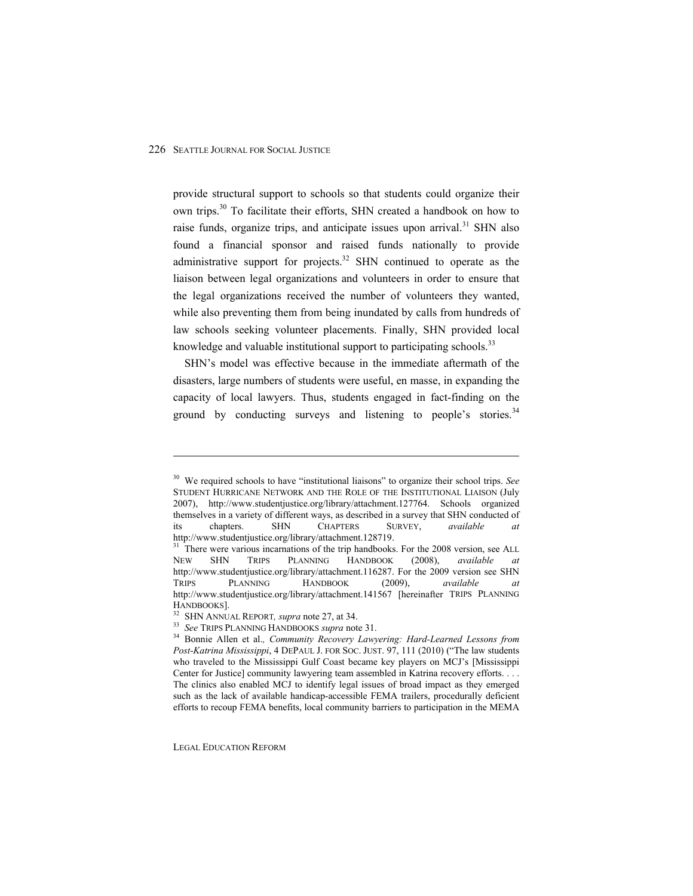provide structural support to schools so that students could organize their own trips.[30] To facilitate their efforts, SHN created a handbook on how to raise funds, organize trips, and anticipate issues upon arrival.[31] SHN also found a financial sponsor and raised funds nationally to provide administrative support for projects.[32] SHN continued to operate as the liaison between legal organizations and volunteers in order to ensure that the legal organizations received the number of volunteers they wanted, while also preventing them from being inundated by calls from hundreds of law schools seeking volunteer placements. Finally, SHN provided local knowledge and valuable institutional support to participating schools.[33]

SHN's model was effective because in the immediate aftermath of the disasters, large numbers of students were useful, en masse, in expanding the capacity of local lawyers. Thus, students engaged in fact-finding on the ground by conducting surveys and listening to people's stories.[34]

---

[30] We required schools to have "institutional liaisons" to organize their school trips. *See* STUDENT HURRICANE NETWORK AND THE ROLE OF THE INSTITUTIONAL LIAISON (July 2007), http://www.studentjustice.org/library/attachment.127764. Schools organized themselves in a variety of different ways, as described in a survey that SHN conducted of its chapters. SHN CHAPTERS SURVEY, *available at* http://www.studentjustice.org/library/attachment.128719.

[31] There were various incarnations of the trip handbooks. For the 2008 version, see ALL NEW SHN TRIPS PLANNING HANDBOOK (2008), *available at* http://www.studentjustice.org/library/attachment.116287. For the 2009 version see SHN TRIPS PLANNING HANDBOOK (2009), *available at* http://www.studentjustice.org/library/attachment.141567 [hereinafter TRIPS PLANNING HANDBOOKS].

[32] SHN ANNUAL REPORT*, supra* note 27, at 34.

[33] *See* TRIPS PLANNING HANDBOOKS *supra* note 31.

[34] Bonnie Allen et al.*, Community Recovery Lawyering: Hard-Learned Lessons from Post-Katrina Mississippi*, 4 DEPAUL J. FOR SOC. JUST. 97, 111 (2010) ("The law students who traveled to the Mississippi Gulf Coast became key players on MCJ's [Mississippi Center for Justice] community lawyering team assembled in Katrina recovery efforts. . . . The clinics also enabled MCJ to identify legal issues of broad impact as they emerged such as the lack of available handicap-accessible FEMA trailers, procedurally deficient efforts to recoup FEMA benefits, local community barriers to participation in the MEMA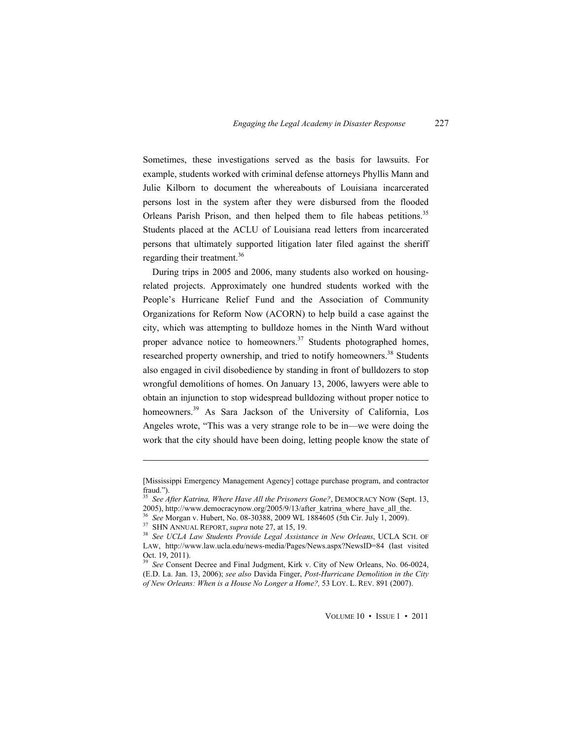Sometimes, these investigations served as the basis for lawsuits. For example, students worked with criminal defense attorneys Phyllis Mann and Julie Kilborn to document the whereabouts of Louisiana incarcerated persons lost in the system after they were disbursed from the flooded Orleans Parish Prison, and then helped them to file habeas petitions.[35] Students placed at the ACLU of Louisiana read letters from incarcerated persons that ultimately supported litigation later filed against the sheriff regarding their treatment.[36]

During trips in 2005 and 2006, many students also worked on housing-related projects. Approximately one hundred students worked with the People's Hurricane Relief Fund and the Association of Community Organizations for Reform Now (ACORN) to help build a case against the city, which was attempting to bulldoze homes in the Ninth Ward without proper advance notice to homeowners.[37] Students photographed homes, researched property ownership, and tried to notify homeowners.[38] Students also engaged in civil disobedience by standing in front of bulldozers to stop wrongful demolitions of homes. On January 13, 2006, lawyers were able to obtain an injunction to stop widespread bulldozing without proper notice to homeowners.[39] As Sara Jackson of the University of California, Los Angeles wrote, "This was a very strange role to be in—we were doing the work that the city should have been doing, letting people know the state of

---

[Mississippi Emergency Management Agency] cottage purchase program, and contractor fraud.").

[35] *See After Katrina, Where Have All the Prisoners Gone?*, DEMOCRACY NOW (Sept. 13, 2005), http://www.democracynow.org/2005/9/13/after_katrina_where_have_all_the.

[36] *See* Morgan v. Hubert, No. 08-30388, 2009 WL 1884605 (5th Cir. July 1, 2009).

[37] SHN ANNUAL REPORT, *supra* note 27, at 15, 19.

[38] *See UCLA Law Students Provide Legal Assistance in New Orleans*, UCLA SCH. OF LAW, http://www.law.ucla.edu/news-media/Pages/News.aspx?NewsID=84 (last visited Oct. 19, 2011).

[39] *See* Consent Decree and Final Judgment, Kirk v. City of New Orleans, No. 06-0024, (E.D. La. Jan. 13, 2006); *see also* Davida Finger, *Post-Hurricane Demolition in the City of New Orleans: When is a House No Longer a Home?,* 53 LOY. L. REV. 891 (2007).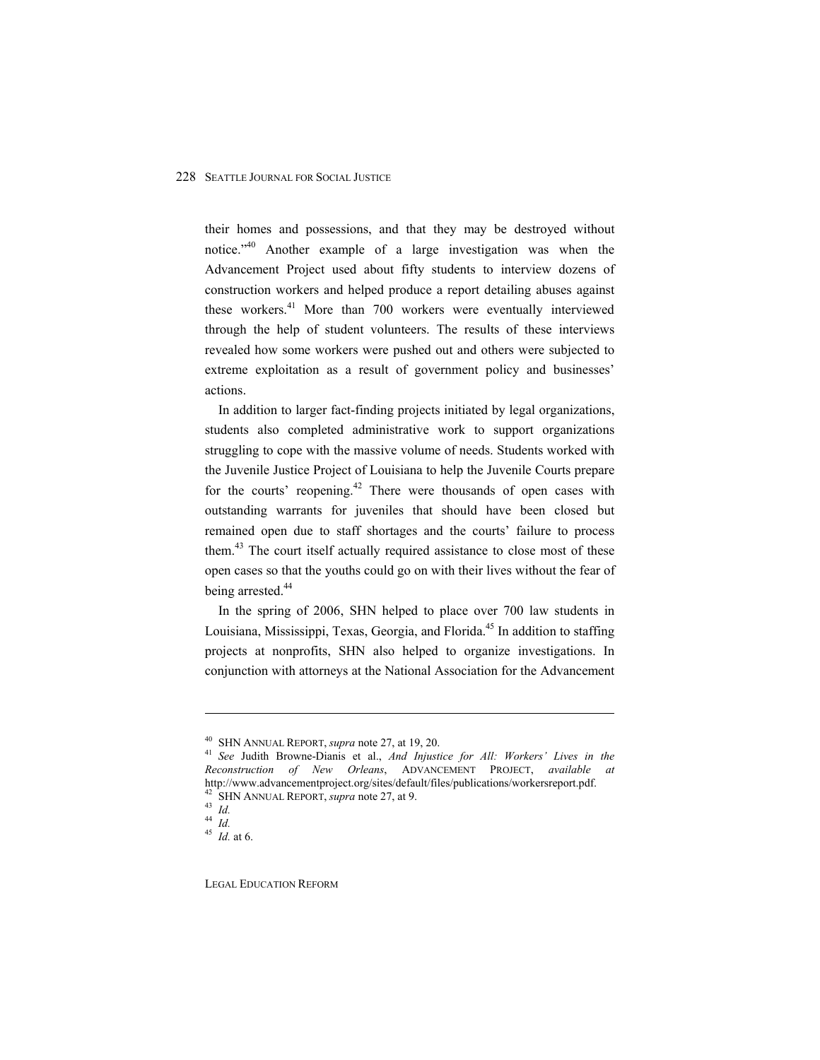their homes and possessions, and that they may be destroyed without notice."[40] Another example of a large investigation was when the Advancement Project used about fifty students to interview dozens of construction workers and helped produce a report detailing abuses against these workers.[41] More than 700 workers were eventually interviewed through the help of student volunteers. The results of these interviews revealed how some workers were pushed out and others were subjected to extreme exploitation as a result of government policy and businesses' actions.

In addition to larger fact-finding projects initiated by legal organizations, students also completed administrative work to support organizations struggling to cope with the massive volume of needs. Students worked with the Juvenile Justice Project of Louisiana to help the Juvenile Courts prepare for the courts' reopening.[42] There were thousands of open cases with outstanding warrants for juveniles that should have been closed but remained open due to staff shortages and the courts' failure to process them.[43] The court itself actually required assistance to close most of these open cases so that the youths could go on with their lives without the fear of being arrested.[44]

In the spring of 2006, SHN helped to place over 700 law students in Louisiana, Mississippi, Texas, Georgia, and Florida.[45] In addition to staffing projects at nonprofits, SHN also helped to organize investigations. In conjunction with attorneys at the National Association for the Advancement

---

[40] SHN ANNUAL REPORT, *supra* note 27, at 19, 20.

[41] *See* Judith Browne-Dianis et al., *And Injustice for All: Workers' Lives in the Reconstruction of New Orleans*, ADVANCEMENT PROJECT, *available at* http://www.advancementproject.org/sites/default/files/publications/workersreport.pdf.

[42] SHN ANNUAL REPORT, *supra* note 27, at 9.

[43] *Id.*

[44] *Id.*

[45] *Id.* at 6.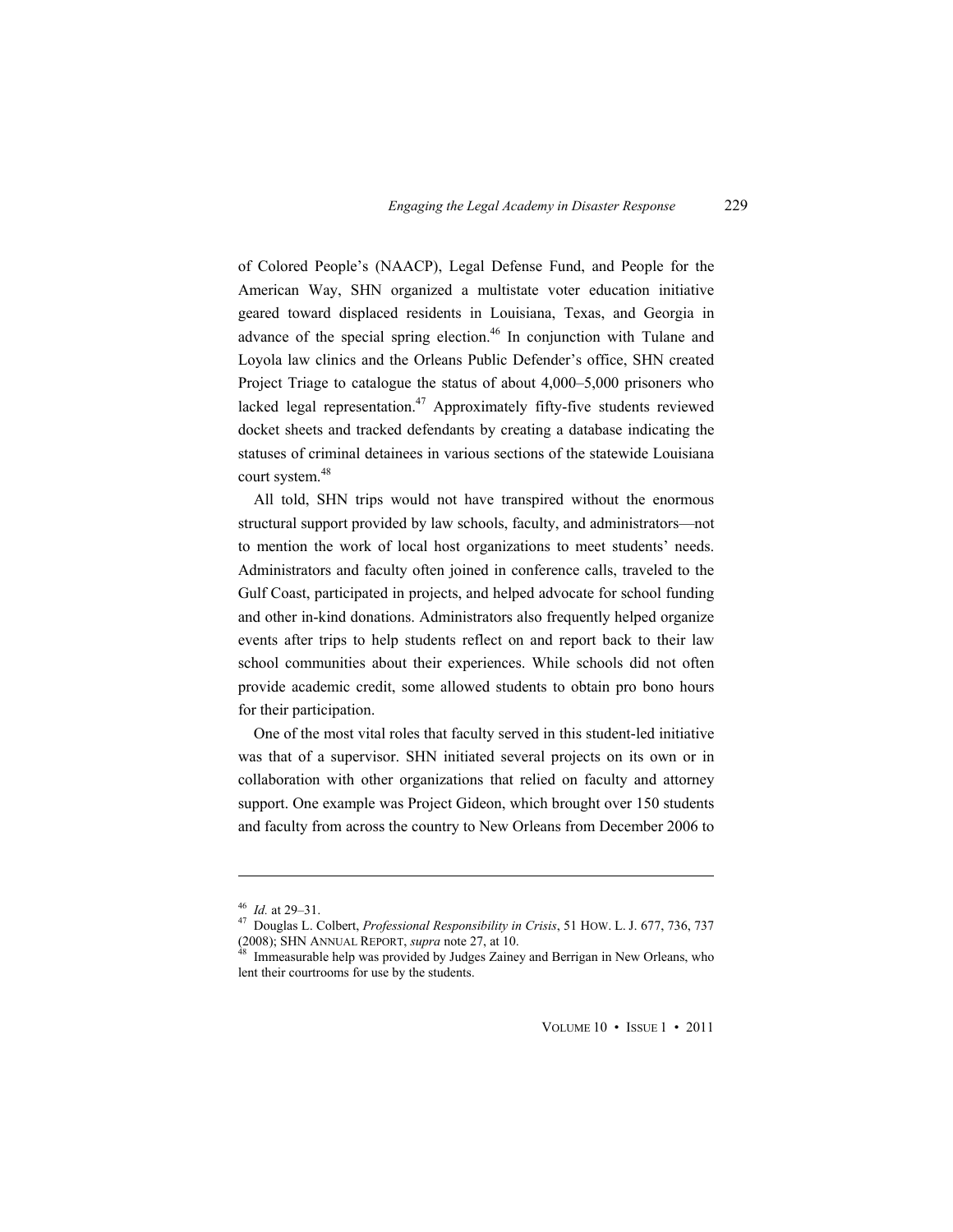of Colored People's (NAACP), Legal Defense Fund, and People for the American Way, SHN organized a multistate voter education initiative geared toward displaced residents in Louisiana, Texas, and Georgia in advance of the special spring election.[46] In conjunction with Tulane and Loyola law clinics and the Orleans Public Defender's office, SHN created Project Triage to catalogue the status of about 4,000–5,000 prisoners who lacked legal representation.[47] Approximately fifty-five students reviewed docket sheets and tracked defendants by creating a database indicating the statuses of criminal detainees in various sections of the statewide Louisiana court system.[48]

All told, SHN trips would not have transpired without the enormous structural support provided by law schools, faculty, and administrators—not to mention the work of local host organizations to meet students' needs. Administrators and faculty often joined in conference calls, traveled to the Gulf Coast, participated in projects, and helped advocate for school funding and other in-kind donations. Administrators also frequently helped organize events after trips to help students reflect on and report back to their law school communities about their experiences. While schools did not often provide academic credit, some allowed students to obtain pro bono hours for their participation.

One of the most vital roles that faculty served in this student-led initiative was that of a supervisor. SHN initiated several projects on its own or in collaboration with other organizations that relied on faculty and attorney support. One example was Project Gideon, which brought over 150 students and faculty from across the country to New Orleans from December 2006 to

---

[46] *Id.* at 29–31.

[47] Douglas L. Colbert, *Professional Responsibility in Crisis*, 51 HOW. L. J. 677, 736, 737 (2008); SHN ANNUAL REPORT, *supra* note 27, at 10.

[48] Immeasurable help was provided by Judges Zainey and Berrigan in New Orleans, who lent their courtrooms for use by the students.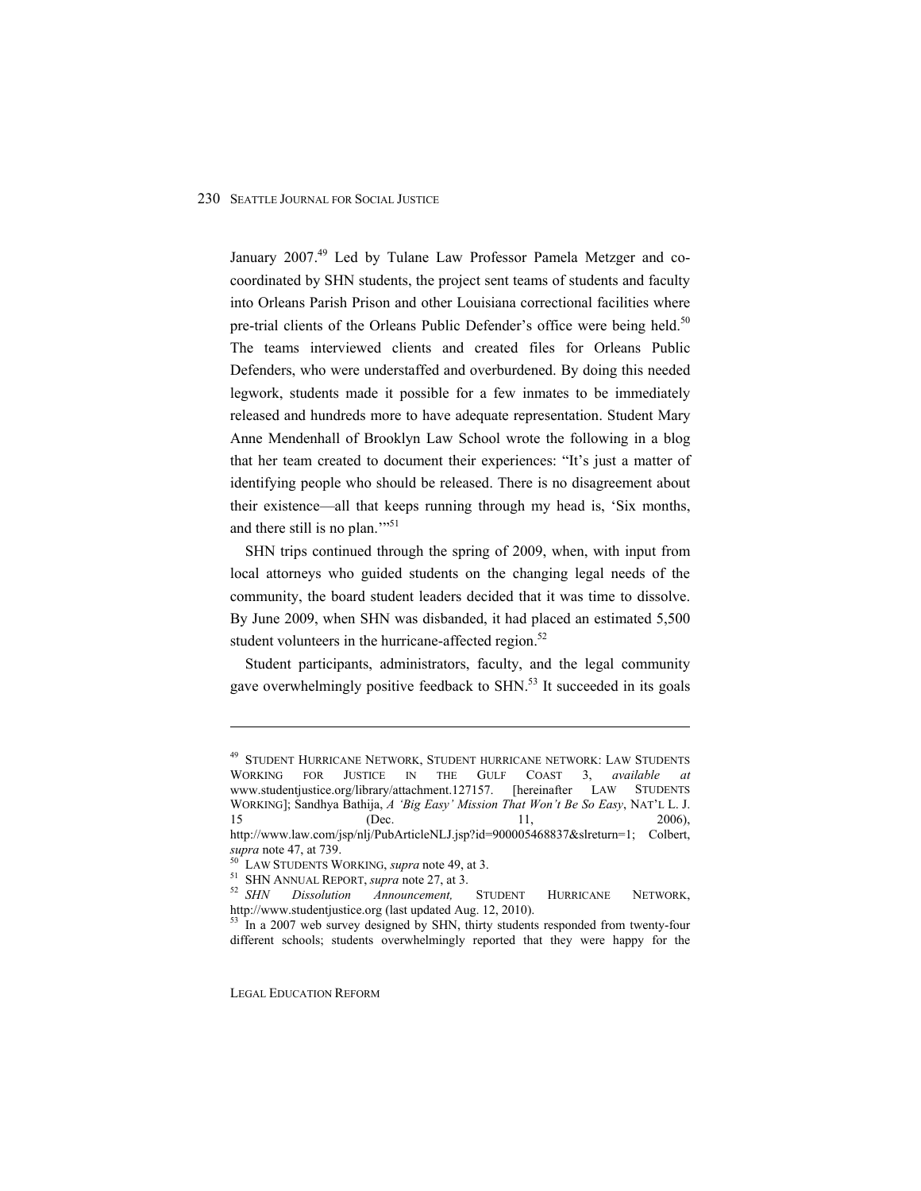January 2007.[49] Led by Tulane Law Professor Pamela Metzger and co-coordinated by SHN students, the project sent teams of students and faculty into Orleans Parish Prison and other Louisiana correctional facilities where pre-trial clients of the Orleans Public Defender's office were being held.[50] The teams interviewed clients and created files for Orleans Public Defenders, who were understaffed and overburdened. By doing this needed legwork, students made it possible for a few inmates to be immediately released and hundreds more to have adequate representation. Student Mary Anne Mendenhall of Brooklyn Law School wrote the following in a blog that her team created to document their experiences: "It's just a matter of identifying people who should be released. There is no disagreement about their existence—all that keeps running through my head is, 'Six months, and there still is no plan.'"[51]

SHN trips continued through the spring of 2009, when, with input from local attorneys who guided students on the changing legal needs of the community, the board student leaders decided that it was time to dissolve. By June 2009, when SHN was disbanded, it had placed an estimated 5,500 student volunteers in the hurricane-affected region.[52]

Student participants, administrators, faculty, and the legal community gave overwhelmingly positive feedback to SHN.[53] It succeeded in its goals

---

[49] STUDENT HURRICANE NETWORK, STUDENT HURRICANE NETWORK: LAW STUDENTS WORKING FOR JUSTICE IN THE GULF COAST 3, *available at* www.studentjustice.org/library/attachment.127157. [hereinafter LAW STUDENTS WORKING]; Sandhya Bathija, *A 'Big Easy' Mission That Won't Be So Easy*, NAT'L L. J. 15 (Dec. 11, 2006), http://www.law.com/jsp/nlj/PubArticleNLJ.jsp?id=900005468837&slreturn=1; Colbert, *supra* note 47, at 739.

[50] LAW STUDENTS WORKING, *supra* note 49, at 3.

[51] SHN ANNUAL REPORT, *supra* note 27, at 3.

[52] *SHN Dissolution Announcement,* STUDENT HURRICANE NETWORK, http://www.studentjustice.org (last updated Aug. 12, 2010).

[53] In a 2007 web survey designed by SHN, thirty students responded from twenty-four different schools; students overwhelmingly reported that they were happy for the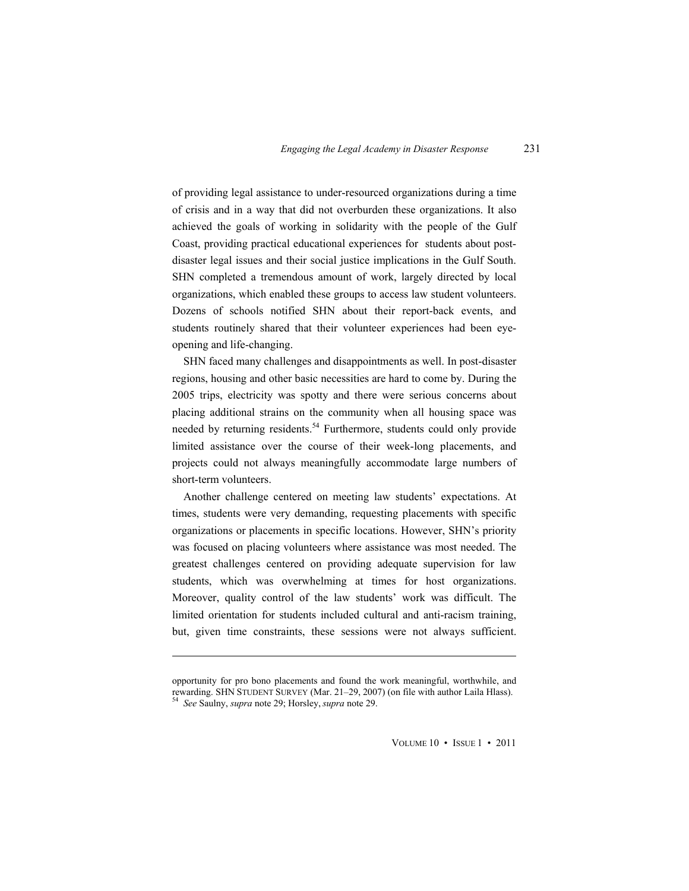of providing legal assistance to under-resourced organizations during a time of crisis and in a way that did not overburden these organizations. It also achieved the goals of working in solidarity with the people of the Gulf Coast, providing practical educational experiences for students about post-disaster legal issues and their social justice implications in the Gulf South. SHN completed a tremendous amount of work, largely directed by local organizations, which enabled these groups to access law student volunteers. Dozens of schools notified SHN about their report-back events, and students routinely shared that their volunteer experiences had been eye-opening and life-changing.

SHN faced many challenges and disappointments as well. In post-disaster regions, housing and other basic necessities are hard to come by. During the 2005 trips, electricity was spotty and there were serious concerns about placing additional strains on the community when all housing space was needed by returning residents.[54] Furthermore, students could only provide limited assistance over the course of their week-long placements, and projects could not always meaningfully accommodate large numbers of short-term volunteers.

Another challenge centered on meeting law students' expectations. At times, students were very demanding, requesting placements with specific organizations or placements in specific locations. However, SHN's priority was focused on placing volunteers where assistance was most needed. The greatest challenges centered on providing adequate supervision for law students, which was overwhelming at times for host organizations. Moreover, quality control of the law students' work was difficult. The limited orientation for students included cultural and anti-racism training, but, given time constraints, these sessions were not always sufficient.

---

opportunity for pro bono placements and found the work meaningful, worthwhile, and rewarding. SHN STUDENT SURVEY (Mar. 21–29, 2007) (on file with author Laila Hlass).

[54] *See* Saulny, *supra* note 29; Horsley, *supra* note 29.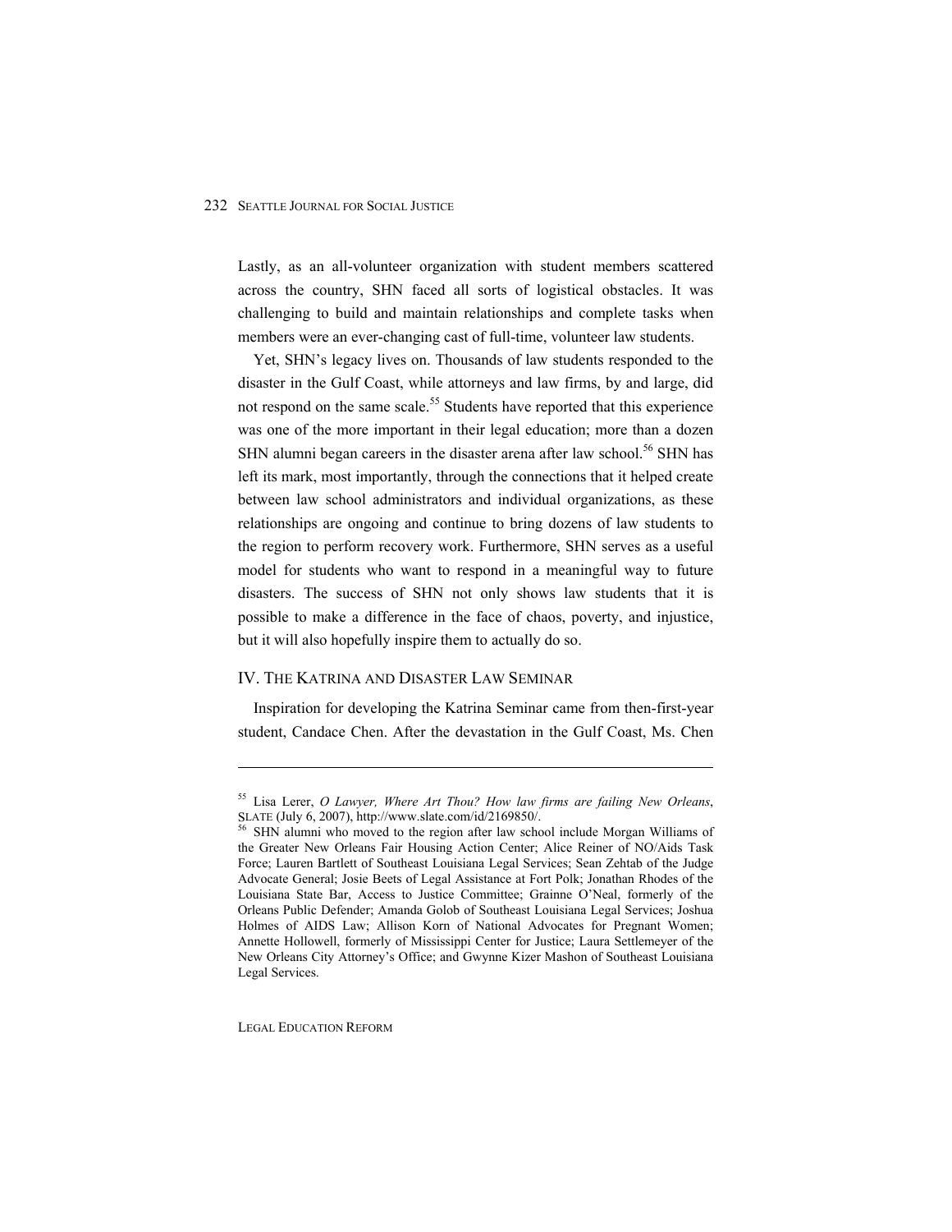Lastly, as an all-volunteer organization with student members scattered across the country, SHN faced all sorts of logistical obstacles. It was challenging to build and maintain relationships and complete tasks when members were an ever-changing cast of full-time, volunteer law students.

Yet, SHN's legacy lives on. Thousands of law students responded to the disaster in the Gulf Coast, while attorneys and law firms, by and large, did not respond on the same scale.[55] Students have reported that this experience was one of the more important in their legal education; more than a dozen SHN alumni began careers in the disaster arena after law school.[56] SHN has left its mark, most importantly, through the connections that it helped create between law school administrators and individual organizations, as these relationships are ongoing and continue to bring dozens of law students to the region to perform recovery work. Furthermore, SHN serves as a useful model for students who want to respond in a meaningful way to future disasters. The success of SHN not only shows law students that it is possible to make a difference in the face of chaos, poverty, and injustice, but it will also hopefully inspire them to actually do so.

## IV. The Katrina and Disaster Law Seminar

Inspiration for developing the Katrina Seminar came from then-first-year student, Candace Chen. After the devastation in the Gulf Coast, Ms. Chen

---

[55] Lisa Lerer, *O Lawyer, Where Art Thou? How law firms are failing New Orleans*, SLATE (July 6, 2007), http://www.slate.com/id/2169850/.

[56] SHN alumni who moved to the region after law school include Morgan Williams of the Greater New Orleans Fair Housing Action Center; Alice Reiner of NO/Aids Task Force; Lauren Bartlett of Southeast Louisiana Legal Services; Sean Zehtab of the Judge Advocate General; Josie Beets of Legal Assistance at Fort Polk; Jonathan Rhodes of the Louisiana State Bar, Access to Justice Committee; Grainne O'Neal, formerly of the Orleans Public Defender; Amanda Golob of Southeast Louisiana Legal Services; Joshua Holmes of AIDS Law; Allison Korn of National Advocates for Pregnant Women; Annette Hollowell, formerly of Mississippi Center for Justice; Laura Settlemeyer of the New Orleans City Attorney's Office; and Gwynne Kizer Mashon of Southeast Louisiana Legal Services.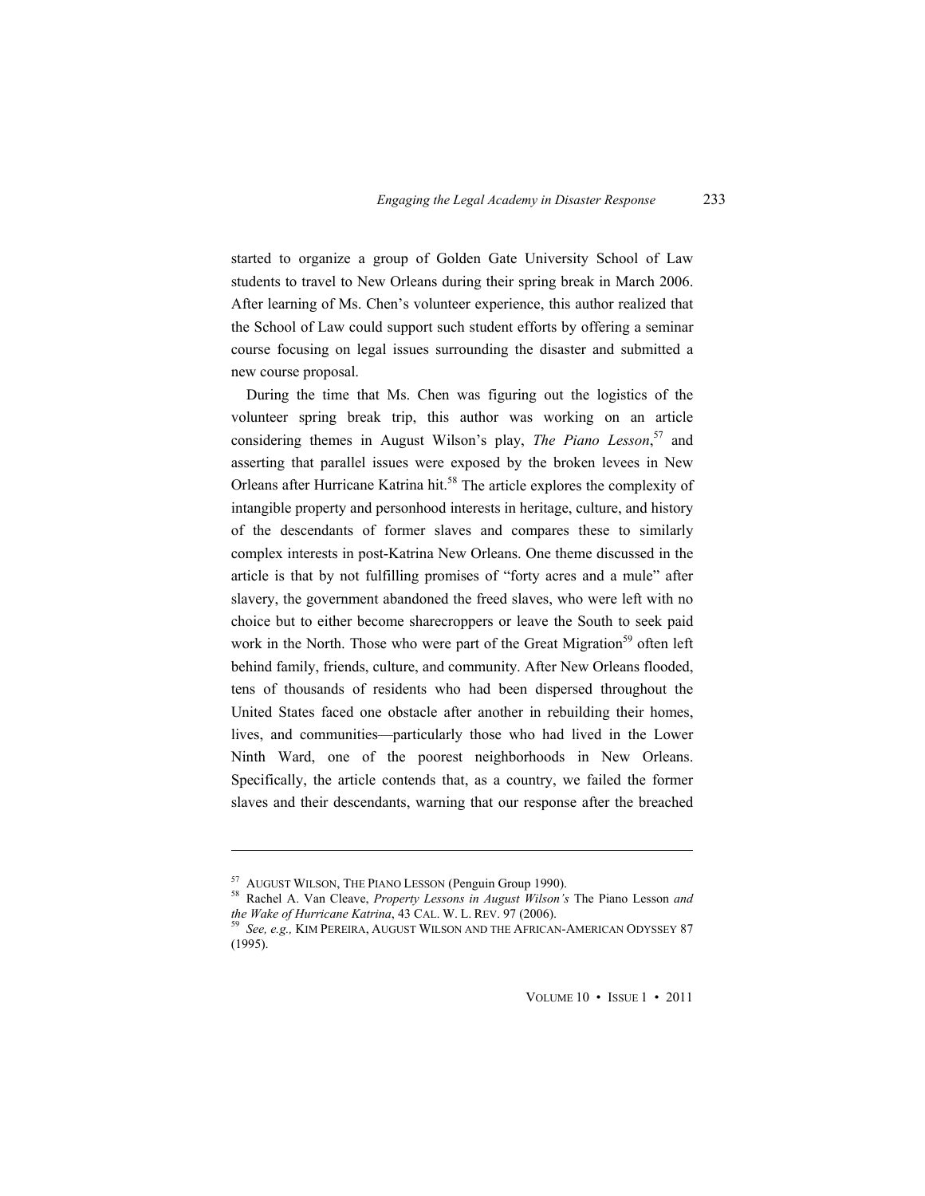started to organize a group of Golden Gate University School of Law students to travel to New Orleans during their spring break in March 2006. After learning of Ms. Chen's volunteer experience, this author realized that the School of Law could support such student efforts by offering a seminar course focusing on legal issues surrounding the disaster and submitted a new course proposal.

During the time that Ms. Chen was figuring out the logistics of the volunteer spring break trip, this author was working on an article considering themes in August Wilson's play, *The Piano Lesson*,[57] and asserting that parallel issues were exposed by the broken levees in New Orleans after Hurricane Katrina hit.[58] The article explores the complexity of intangible property and personhood interests in heritage, culture, and history of the descendants of former slaves and compares these to similarly complex interests in post-Katrina New Orleans. One theme discussed in the article is that by not fulfilling promises of "forty acres and a mule" after slavery, the government abandoned the freed slaves, who were left with no choice but to either become sharecroppers or leave the South to seek paid work in the North. Those who were part of the Great Migration[59] often left behind family, friends, culture, and community. After New Orleans flooded, tens of thousands of residents who had been dispersed throughout the United States faced one obstacle after another in rebuilding their homes, lives, and communities—particularly those who had lived in the Lower Ninth Ward, one of the poorest neighborhoods in New Orleans. Specifically, the article contends that, as a country, we failed the former slaves and their descendants, warning that our response after the breached

---

[57] AUGUST WILSON, THE PIANO LESSON (Penguin Group 1990).

[58] Rachel A. Van Cleave, *Property Lessons in August Wilson's* The Piano Lesson *and the Wake of Hurricane Katrina*, 43 CAL. W. L. REV. 97 (2006).

[59] *See, e.g.,* KIM PEREIRA, AUGUST WILSON AND THE AFRICAN-AMERICAN ODYSSEY 87 (1995).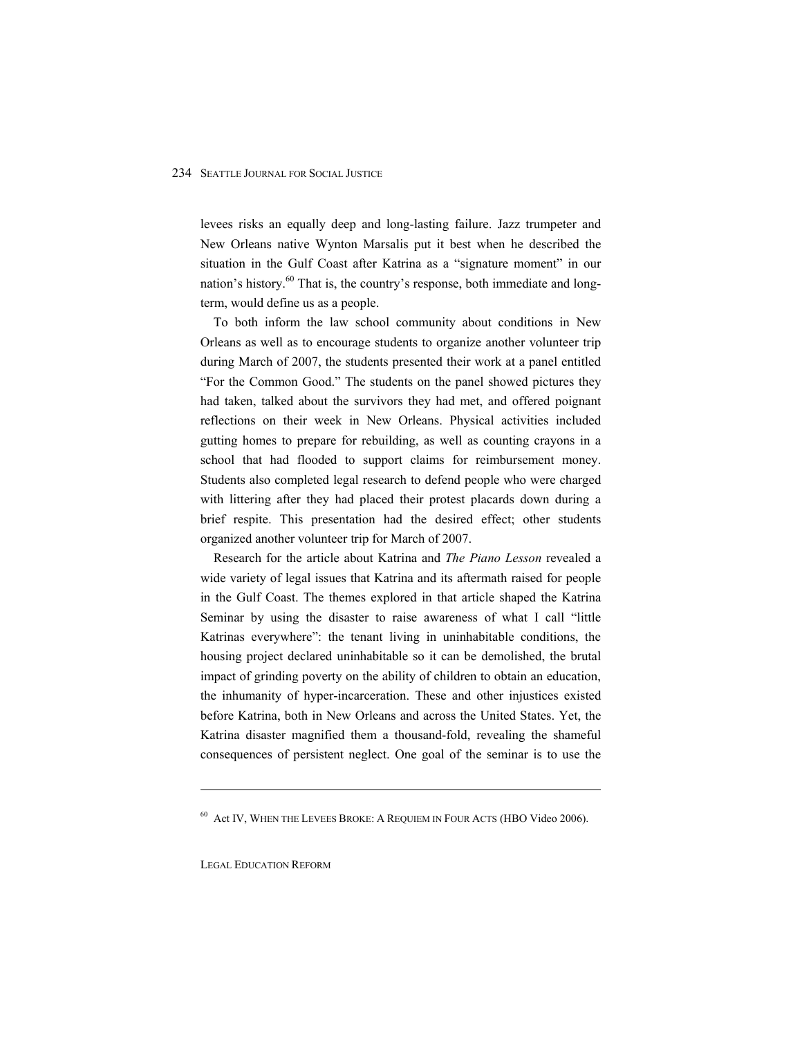levees risks an equally deep and long-lasting failure. Jazz trumpeter and New Orleans native Wynton Marsalis put it best when he described the situation in the Gulf Coast after Katrina as a "signature moment" in our nation's history.[60] That is, the country's response, both immediate and long-term, would define us as a people.

To both inform the law school community about conditions in New Orleans as well as to encourage students to organize another volunteer trip during March of 2007, the students presented their work at a panel entitled "For the Common Good." The students on the panel showed pictures they had taken, talked about the survivors they had met, and offered poignant reflections on their week in New Orleans. Physical activities included gutting homes to prepare for rebuilding, as well as counting crayons in a school that had flooded to support claims for reimbursement money. Students also completed legal research to defend people who were charged with littering after they had placed their protest placards down during a brief respite. This presentation had the desired effect; other students organized another volunteer trip for March of 2007.

Research for the article about Katrina and *The Piano Lesson* revealed a wide variety of legal issues that Katrina and its aftermath raised for people in the Gulf Coast. The themes explored in that article shaped the Katrina Seminar by using the disaster to raise awareness of what I call "little Katrinas everywhere": the tenant living in uninhabitable conditions, the housing project declared uninhabitable so it can be demolished, the brutal impact of grinding poverty on the ability of children to obtain an education, the inhumanity of hyper-incarceration. These and other injustices existed before Katrina, both in New Orleans and across the United States. Yet, the Katrina disaster magnified them a thousand-fold, revealing the shameful consequences of persistent neglect. One goal of the seminar is to use the

---

[60] Act IV, WHEN THE LEVEES BROKE: A REQUIEM IN FOUR ACTS (HBO Video 2006).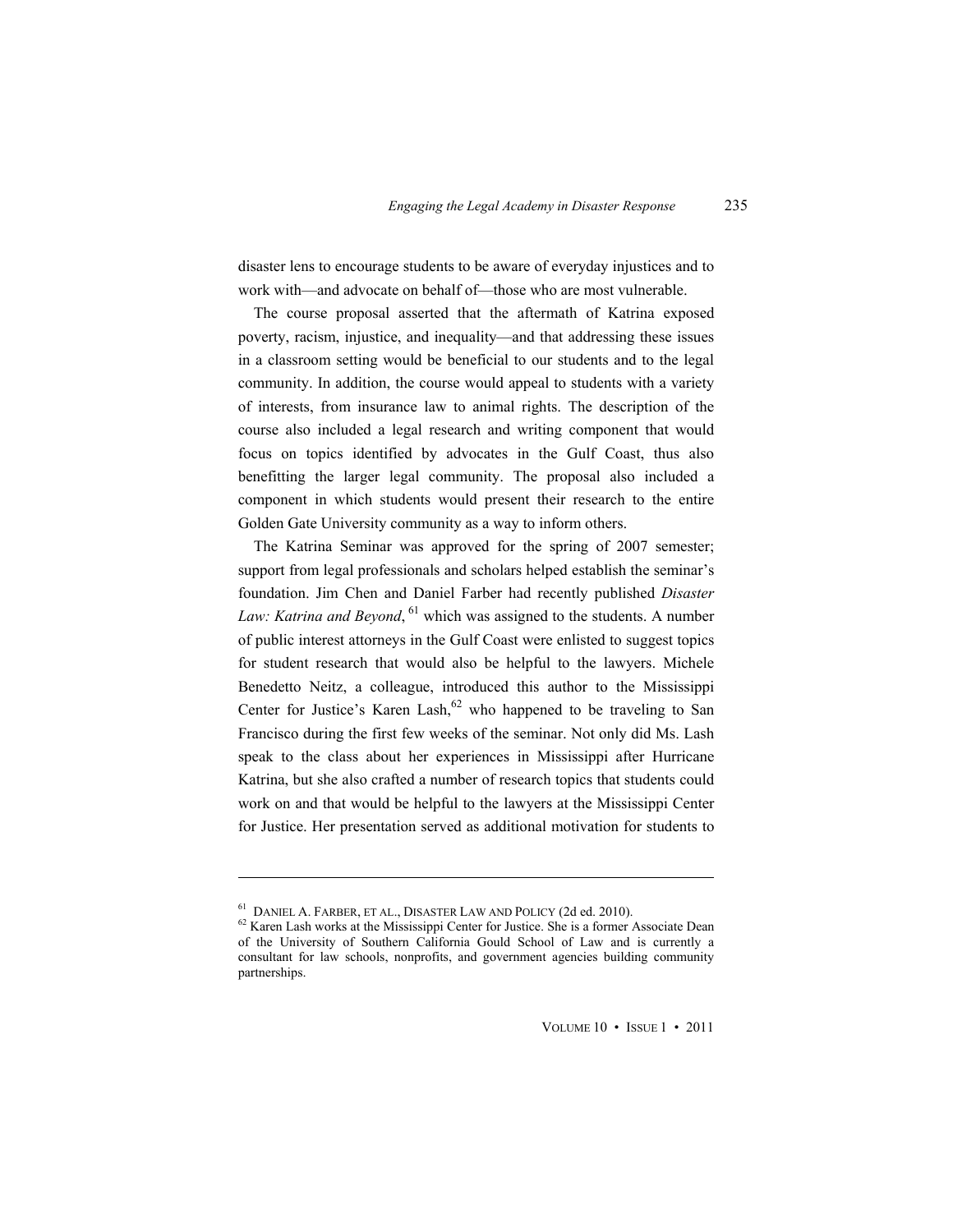disaster lens to encourage students to be aware of everyday injustices and to work with—and advocate on behalf of—those who are most vulnerable.

The course proposal asserted that the aftermath of Katrina exposed poverty, racism, injustice, and inequality—and that addressing these issues in a classroom setting would be beneficial to our students and to the legal community. In addition, the course would appeal to students with a variety of interests, from insurance law to animal rights. The description of the course also included a legal research and writing component that would focus on topics identified by advocates in the Gulf Coast, thus also benefitting the larger legal community. The proposal also included a component in which students would present their research to the entire Golden Gate University community as a way to inform others.

The Katrina Seminar was approved for the spring of 2007 semester; support from legal professionals and scholars helped establish the seminar's foundation. Jim Chen and Daniel Farber had recently published *Disaster Law: Katrina and Beyond*, [61] which was assigned to the students. A number of public interest attorneys in the Gulf Coast were enlisted to suggest topics for student research that would also be helpful to the lawyers. Michele Benedetto Neitz, a colleague, introduced this author to the Mississippi Center for Justice's Karen Lash,[62] who happened to be traveling to San Francisco during the first few weeks of the seminar. Not only did Ms. Lash speak to the class about her experiences in Mississippi after Hurricane Katrina, but she also crafted a number of research topics that students could work on and that would be helpful to the lawyers at the Mississippi Center for Justice. Her presentation served as additional motivation for students to

---

[61] DANIEL A. FARBER, ET AL., DISASTER LAW AND POLICY (2d ed. 2010).

[62] Karen Lash works at the Mississippi Center for Justice. She is a former Associate Dean of the University of Southern California Gould School of Law and is currently a consultant for law schools, nonprofits, and government agencies building community partnerships.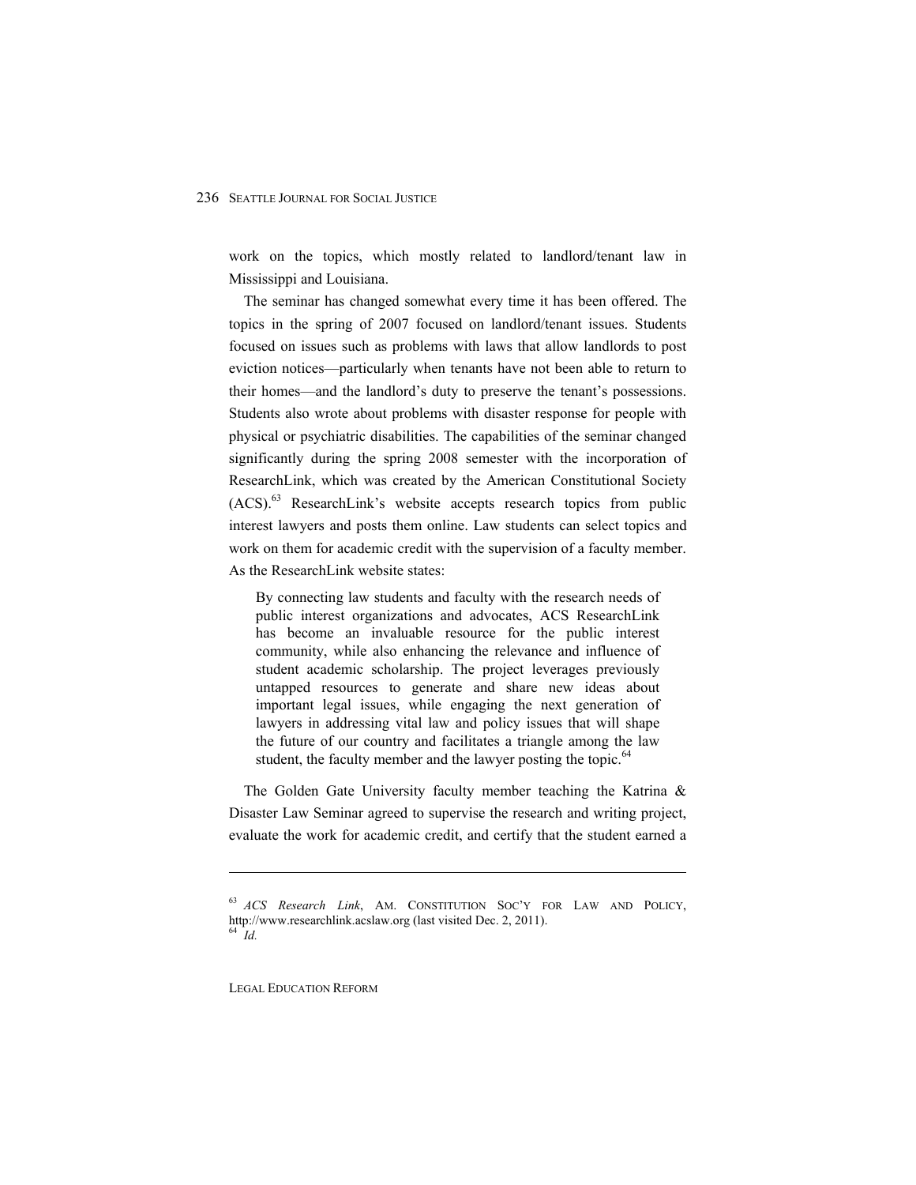work on the topics, which mostly related to landlord/tenant law in Mississippi and Louisiana.

The seminar has changed somewhat every time it has been offered. The topics in the spring of 2007 focused on landlord/tenant issues. Students focused on issues such as problems with laws that allow landlords to post eviction notices—particularly when tenants have not been able to return to their homes—and the landlord's duty to preserve the tenant's possessions. Students also wrote about problems with disaster response for people with physical or psychiatric disabilities. The capabilities of the seminar changed significantly during the spring 2008 semester with the incorporation of ResearchLink, which was created by the American Constitutional Society (ACS).[63] ResearchLink's website accepts research topics from public interest lawyers and posts them online. Law students can select topics and work on them for academic credit with the supervision of a faculty member. As the ResearchLink website states:

> By connecting law students and faculty with the research needs of public interest organizations and advocates, ACS ResearchLink has become an invaluable resource for the public interest community, while also enhancing the relevance and influence of student academic scholarship. The project leverages previously untapped resources to generate and share new ideas about important legal issues, while engaging the next generation of lawyers in addressing vital law and policy issues that will shape the future of our country and facilitates a triangle among the law student, the faculty member and the lawyer posting the topic.[64]

The Golden Gate University faculty member teaching the Katrina & Disaster Law Seminar agreed to supervise the research and writing project, evaluate the work for academic credit, and certify that the student earned a

---

[63] *ACS Research Link*, AM. CONSTITUTION SOC'Y FOR LAW AND POLICY, http://www.researchlink.acslaw.org (last visited Dec. 2, 2011).

[64] *Id.*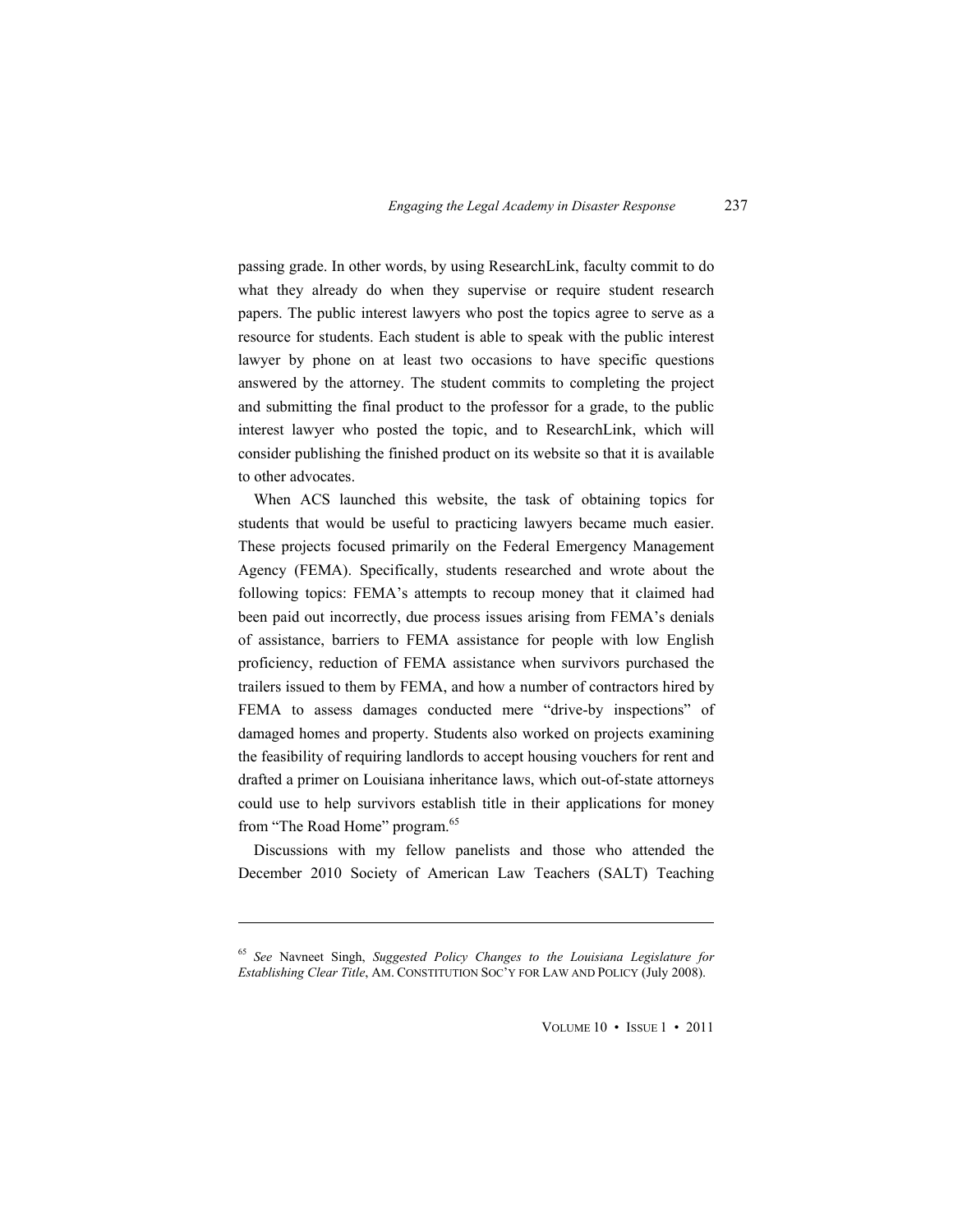passing grade. In other words, by using ResearchLink, faculty commit to do what they already do when they supervise or require student research papers. The public interest lawyers who post the topics agree to serve as a resource for students. Each student is able to speak with the public interest lawyer by phone on at least two occasions to have specific questions answered by the attorney. The student commits to completing the project and submitting the final product to the professor for a grade, to the public interest lawyer who posted the topic, and to ResearchLink, which will consider publishing the finished product on its website so that it is available to other advocates.

When ACS launched this website, the task of obtaining topics for students that would be useful to practicing lawyers became much easier. These projects focused primarily on the Federal Emergency Management Agency (FEMA). Specifically, students researched and wrote about the following topics: FEMA's attempts to recoup money that it claimed had been paid out incorrectly, due process issues arising from FEMA's denials of assistance, barriers to FEMA assistance for people with low English proficiency, reduction of FEMA assistance when survivors purchased the trailers issued to them by FEMA, and how a number of contractors hired by FEMA to assess damages conducted mere "drive-by inspections" of damaged homes and property. Students also worked on projects examining the feasibility of requiring landlords to accept housing vouchers for rent and drafted a primer on Louisiana inheritance laws, which out-of-state attorneys could use to help survivors establish title in their applications for money from "The Road Home" program.[65]

Discussions with my fellow panelists and those who attended the December 2010 Society of American Law Teachers (SALT) Teaching

---

[65] *See* Navneet Singh, *Suggested Policy Changes to the Louisiana Legislature for Establishing Clear Title*, AM. CONSTITUTION SOC'Y FOR LAW AND POLICY (July 2008).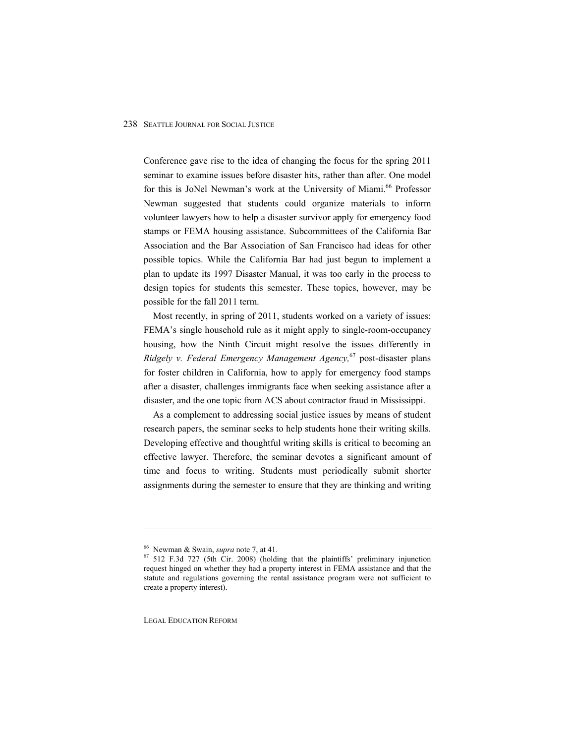Conference gave rise to the idea of changing the focus for the spring 2011 seminar to examine issues before disaster hits, rather than after. One model for this is JoNel Newman's work at the University of Miami.[66] Professor Newman suggested that students could organize materials to inform volunteer lawyers how to help a disaster survivor apply for emergency food stamps or FEMA housing assistance. Subcommittees of the California Bar Association and the Bar Association of San Francisco had ideas for other possible topics. While the California Bar had just begun to implement a plan to update its 1997 Disaster Manual, it was too early in the process to design topics for students this semester. These topics, however, may be possible for the fall 2011 term.

Most recently, in spring of 2011, students worked on a variety of issues: FEMA's single household rule as it might apply to single-room-occupancy housing, how the Ninth Circuit might resolve the issues differently in *Ridgely v. Federal Emergency Management Agency,*[67] post-disaster plans for foster children in California, how to apply for emergency food stamps after a disaster, challenges immigrants face when seeking assistance after a disaster, and the one topic from ACS about contractor fraud in Mississippi.

As a complement to addressing social justice issues by means of student research papers, the seminar seeks to help students hone their writing skills. Developing effective and thoughtful writing skills is critical to becoming an effective lawyer. Therefore, the seminar devotes a significant amount of time and focus to writing. Students must periodically submit shorter assignments during the semester to ensure that they are thinking and writing

---

[66] Newman & Swain, *supra* note 7, at 41.

[67] 512 F.3d 727 (5th Cir. 2008) (holding that the plaintiffs' preliminary injunction request hinged on whether they had a property interest in FEMA assistance and that the statute and regulations governing the rental assistance program were not sufficient to create a property interest).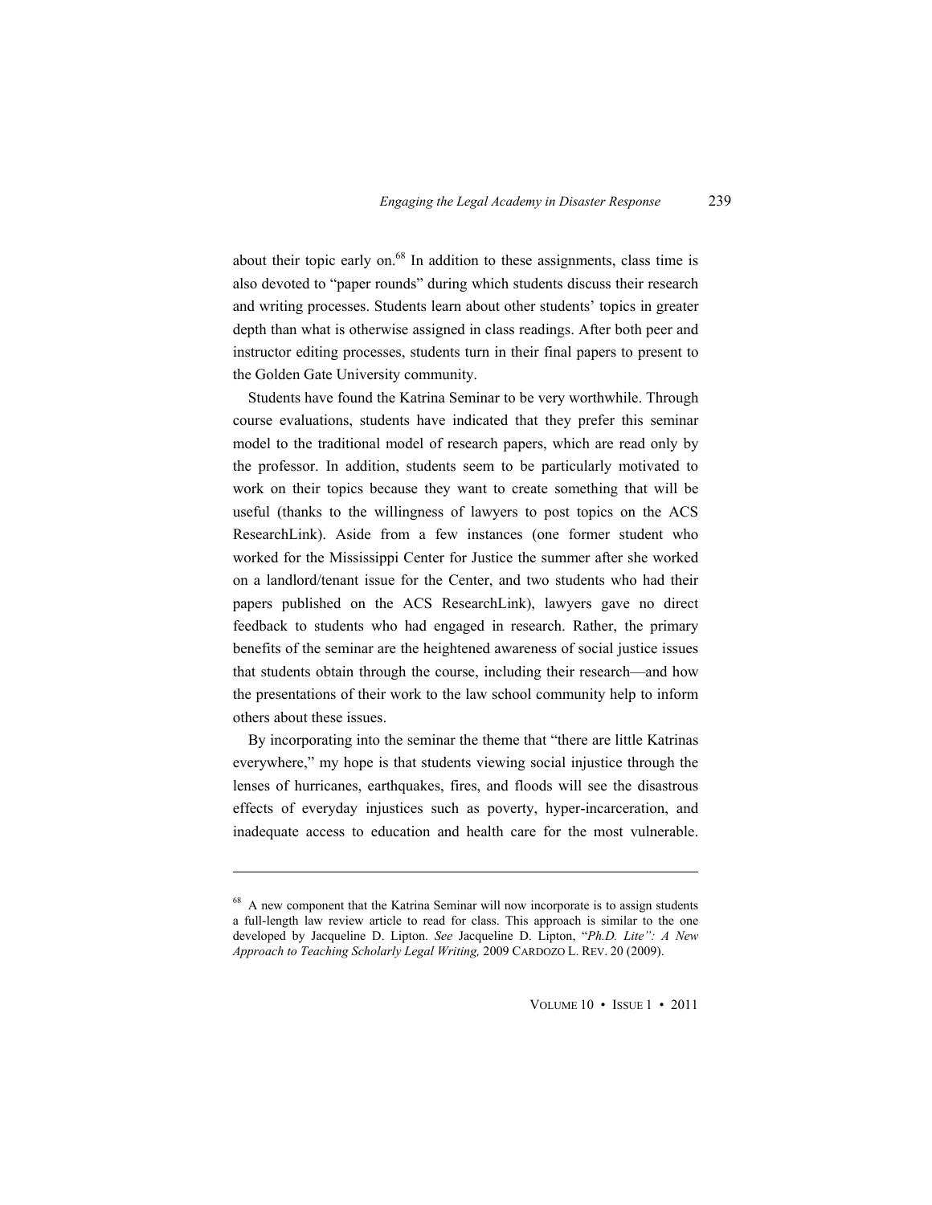about their topic early on.[68] In addition to these assignments, class time is also devoted to "paper rounds" during which students discuss their research and writing processes. Students learn about other students' topics in greater depth than what is otherwise assigned in class readings. After both peer and instructor editing processes, students turn in their final papers to present to the Golden Gate University community.

Students have found the Katrina Seminar to be very worthwhile. Through course evaluations, students have indicated that they prefer this seminar model to the traditional model of research papers, which are read only by the professor. In addition, students seem to be particularly motivated to work on their topics because they want to create something that will be useful (thanks to the willingness of lawyers to post topics on the ACS ResearchLink). Aside from a few instances (one former student who worked for the Mississippi Center for Justice the summer after she worked on a landlord/tenant issue for the Center, and two students who had their papers published on the ACS ResearchLink), lawyers gave no direct feedback to students who had engaged in research. Rather, the primary benefits of the seminar are the heightened awareness of social justice issues that students obtain through the course, including their research—and how the presentations of their work to the law school community help to inform others about these issues.

By incorporating into the seminar the theme that "there are little Katrinas everywhere," my hope is that students viewing social injustice through the lenses of hurricanes, earthquakes, fires, and floods will see the disastrous effects of everyday injustices such as poverty, hyper-incarceration, and inadequate access to education and health care for the most vulnerable.

---

[68] A new component that the Katrina Seminar will now incorporate is to assign students a full-length law review article to read for class. This approach is similar to the one developed by Jacqueline D. Lipton. *See* Jacqueline D. Lipton, "*Ph.D. Lite": A New Approach to Teaching Scholarly Legal Writing,* 2009 CARDOZO L. REV. 20 (2009).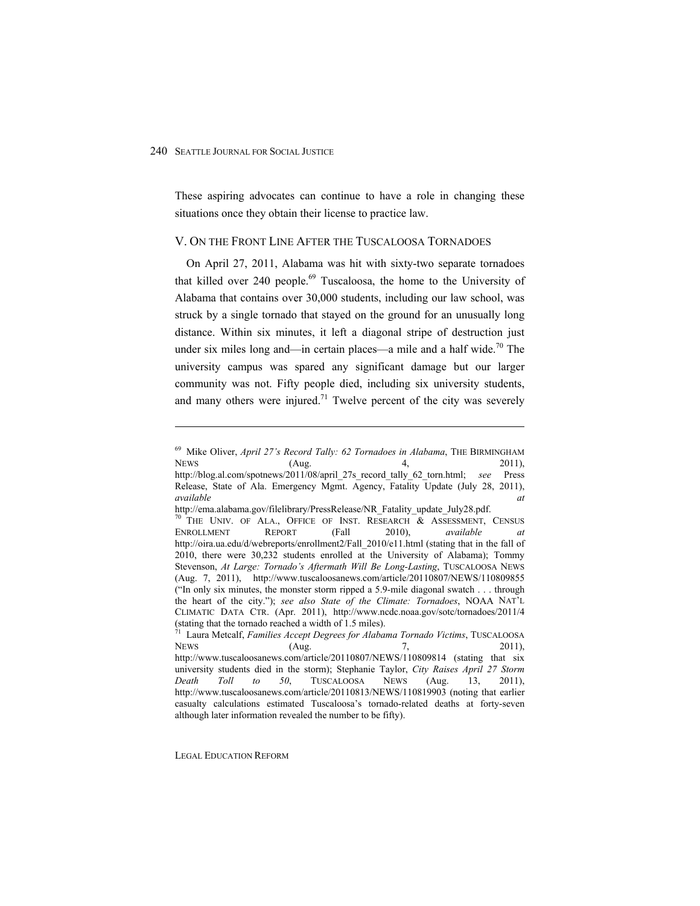These aspiring advocates can continue to have a role in changing these situations once they obtain their license to practice law.

## V. On the Front Line After the Tuscaloosa Tornadoes

On April 27, 2011, Alabama was hit with sixty-two separate tornadoes that killed over 240 people.[69] Tuscaloosa, the home to the University of Alabama that contains over 30,000 students, including our law school, was struck by a single tornado that stayed on the ground for an unusually long distance. Within six minutes, it left a diagonal stripe of destruction just under six miles long and—in certain places—a mile and a half wide.[70] The university campus was spared any significant damage but our larger community was not. Fifty people died, including six university students, and many others were injured.[71] Twelve percent of the city was severely

---

[69] Mike Oliver, *April 27's Record Tally: 62 Tornadoes in Alabama*, THE BIRMINGHAM NEWS (Aug. 4, 2011), http://blog.al.com/spotnews/2011/08/april_27s_record_tally_62_torn.html; *see* Press Release, State of Ala. Emergency Mgmt. Agency, Fatality Update (July 28, 2011), *available at* http://ema.alabama.gov/filelibrary/PressRelease/NR_Fatality_update_July28.pdf.

[70] THE UNIV. OF ALA., OFFICE OF INST. RESEARCH & ASSESSMENT, CENSUS ENROLLMENT REPORT (Fall 2010), *available at* http://oira.ua.edu/d/webreports/enrollment2/Fall_2010/e11.html (stating that in the fall of 2010, there were 30,232 students enrolled at the University of Alabama); Tommy Stevenson, *At Large: Tornado's Aftermath Will Be Long-Lasting*, TUSCALOOSA NEWS (Aug. 7, 2011), http://www.tuscaloosanews.com/article/20110807/NEWS/110809855 ("In only six minutes, the monster storm ripped a 5.9-mile diagonal swatch . . . through the heart of the city."); *see also State of the Climate: Tornadoes*, NOAA NAT'L CLIMATIC DATA CTR. (Apr. 2011), http://www.ncdc.noaa.gov/sotc/tornadoes/2011/4 (stating that the tornado reached a width of 1.5 miles).

[71] Laura Metcalf, *Families Accept Degrees for Alabama Tornado Victims*, TUSCALOOSA NEWS (Aug. 7, 2011), http://www.tuscaloosanews.com/article/20110807/NEWS/110809814 (stating that six university students died in the storm); Stephanie Taylor, *City Raises April 27 Storm Death Toll to 50*, TUSCALOOSA NEWS (Aug. 13, 2011), http://www.tuscaloosanews.com/article/20110813/NEWS/110819903 (noting that earlier casualty calculations estimated Tuscaloosa's tornado-related deaths at forty-seven although later information revealed the number to be fifty).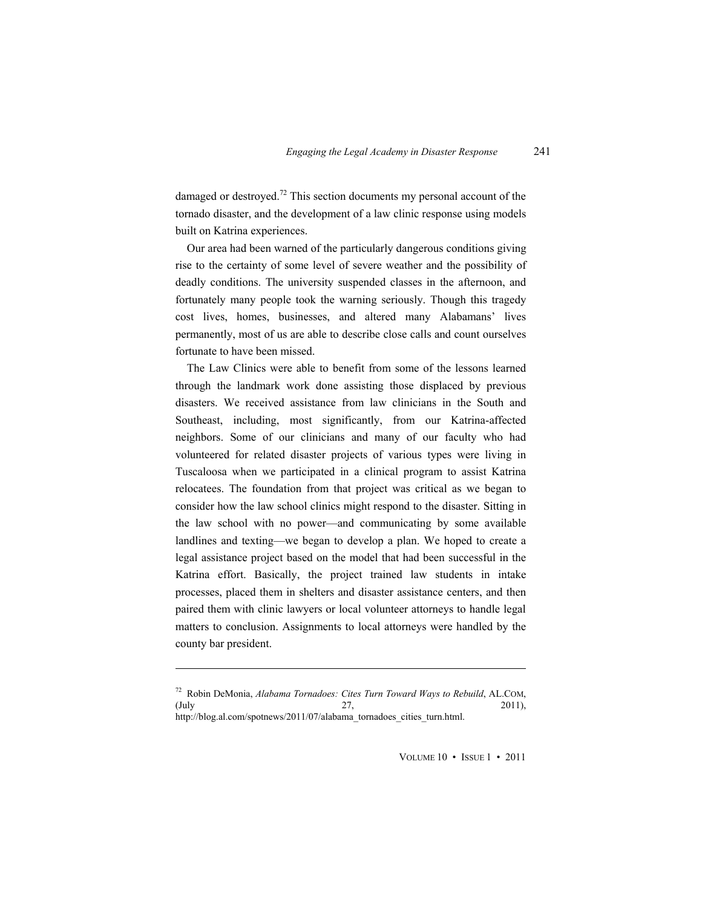damaged or destroyed.[72] This section documents my personal account of the tornado disaster, and the development of a law clinic response using models built on Katrina experiences.

Our area had been warned of the particularly dangerous conditions giving rise to the certainty of some level of severe weather and the possibility of deadly conditions. The university suspended classes in the afternoon, and fortunately many people took the warning seriously. Though this tragedy cost lives, homes, businesses, and altered many Alabamans' lives permanently, most of us are able to describe close calls and count ourselves fortunate to have been missed.

The Law Clinics were able to benefit from some of the lessons learned through the landmark work done assisting those displaced by previous disasters. We received assistance from law clinicians in the South and Southeast, including, most significantly, from our Katrina-affected neighbors. Some of our clinicians and many of our faculty who had volunteered for related disaster projects of various types were living in Tuscaloosa when we participated in a clinical program to assist Katrina relocatees. The foundation from that project was critical as we began to consider how the law school clinics might respond to the disaster. Sitting in the law school with no power—and communicating by some available landlines and texting—we began to develop a plan. We hoped to create a legal assistance project based on the model that had been successful in the Katrina effort. Basically, the project trained law students in intake processes, placed them in shelters and disaster assistance centers, and then paired them with clinic lawyers or local volunteer attorneys to handle legal matters to conclusion. Assignments to local attorneys were handled by the county bar president.

---

[72] Robin DeMonia, *Alabama Tornadoes: Cites Turn Toward Ways to Rebuild*, AL.COM, (July 27, 2011), http://blog.al.com/spotnews/2011/07/alabama_tornadoes_cities_turn.html.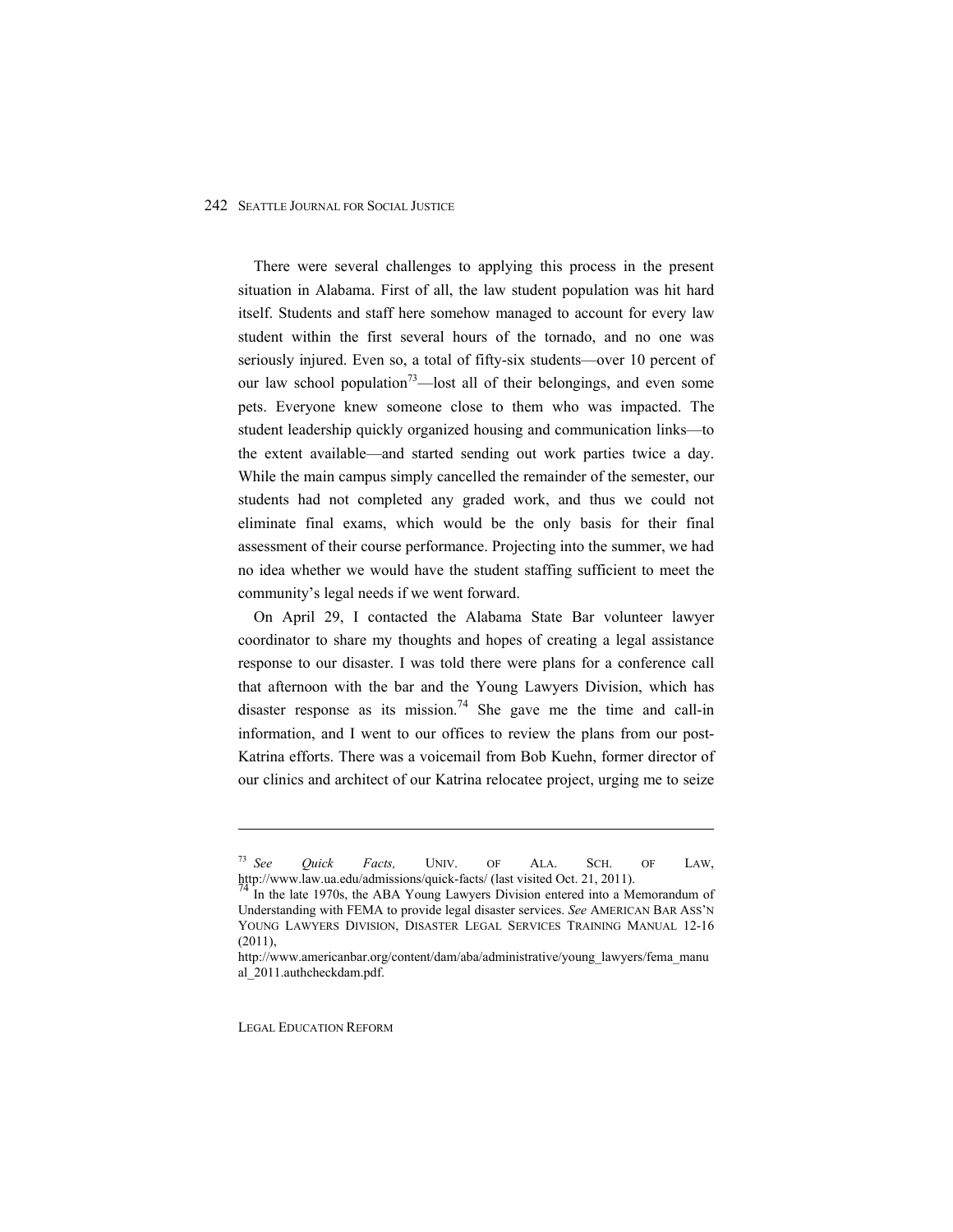There were several challenges to applying this process in the present situation in Alabama. First of all, the law student population was hit hard itself. Students and staff here somehow managed to account for every law student within the first several hours of the tornado, and no one was seriously injured. Even so, a total of fifty-six students—over 10 percent of our law school population[73]—lost all of their belongings, and even some pets. Everyone knew someone close to them who was impacted. The student leadership quickly organized housing and communication links—to the extent available—and started sending out work parties twice a day. While the main campus simply cancelled the remainder of the semester, our students had not completed any graded work, and thus we could not eliminate final exams, which would be the only basis for their final assessment of their course performance. Projecting into the summer, we had no idea whether we would have the student staffing sufficient to meet the community's legal needs if we went forward.

On April 29, I contacted the Alabama State Bar volunteer lawyer coordinator to share my thoughts and hopes of creating a legal assistance response to our disaster. I was told there were plans for a conference call that afternoon with the bar and the Young Lawyers Division, which has disaster response as its mission.[74] She gave me the time and call-in information, and I went to our offices to review the plans from our post-Katrina efforts. There was a voicemail from Bob Kuehn, former director of our clinics and architect of our Katrina relocatee project, urging me to seize

---

[73] *See Quick Facts,* UNIV. OF ALA. SCH. OF LAW, http://www.law.ua.edu/admissions/quick-facts/ (last visited Oct. 21, 2011).

[74] In the late 1970s, the ABA Young Lawyers Division entered into a Memorandum of Understanding with FEMA to provide legal disaster services. *See* AMERICAN BAR ASS'N YOUNG LAWYERS DIVISION, DISASTER LEGAL SERVICES TRAINING MANUAL 12-16 (2011), http://www.americanbar.org/content/dam/aba/administrative/young_lawyers/fema_manual_2011.authcheckdam.pdf.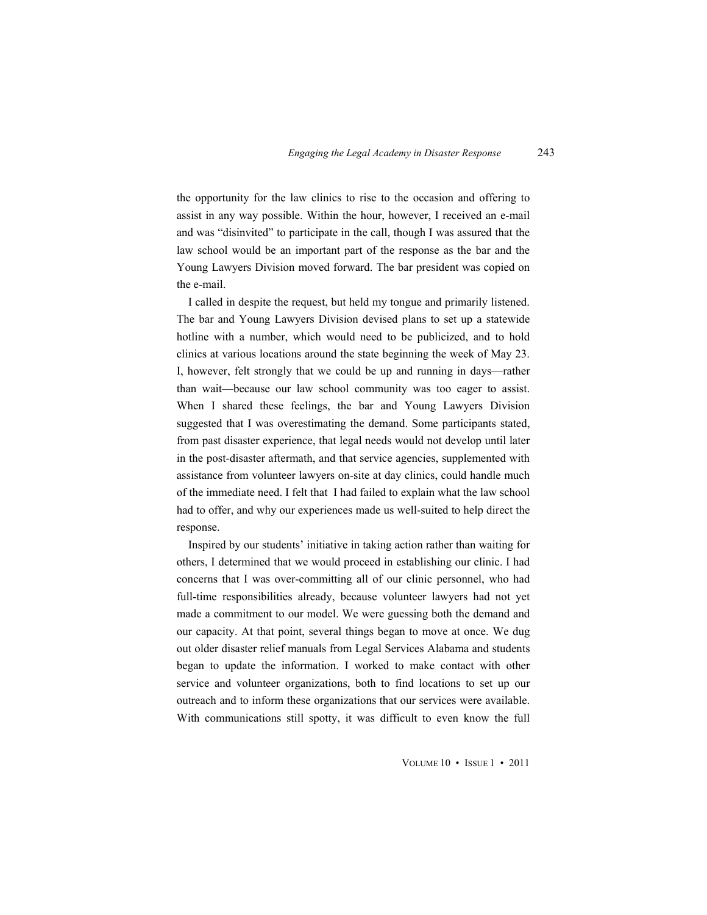the opportunity for the law clinics to rise to the occasion and offering to assist in any way possible. Within the hour, however, I received an e-mail and was "disinvited" to participate in the call, though I was assured that the law school would be an important part of the response as the bar and the Young Lawyers Division moved forward. The bar president was copied on the e-mail.

I called in despite the request, but held my tongue and primarily listened. The bar and Young Lawyers Division devised plans to set up a statewide hotline with a number, which would need to be publicized, and to hold clinics at various locations around the state beginning the week of May 23. I, however, felt strongly that we could be up and running in days—rather than wait—because our law school community was too eager to assist. When I shared these feelings, the bar and Young Lawyers Division suggested that I was overestimating the demand. Some participants stated, from past disaster experience, that legal needs would not develop until later in the post-disaster aftermath, and that service agencies, supplemented with assistance from volunteer lawyers on-site at day clinics, could handle much of the immediate need. I felt that I had failed to explain what the law school had to offer, and why our experiences made us well-suited to help direct the response.

Inspired by our students' initiative in taking action rather than waiting for others, I determined that we would proceed in establishing our clinic. I had concerns that I was over-committing all of our clinic personnel, who had full-time responsibilities already, because volunteer lawyers had not yet made a commitment to our model. We were guessing both the demand and our capacity. At that point, several things began to move at once. We dug out older disaster relief manuals from Legal Services Alabama and students began to update the information. I worked to make contact with other service and volunteer organizations, both to find locations to set up our outreach and to inform these organizations that our services were available. With communications still spotty, it was difficult to even know the full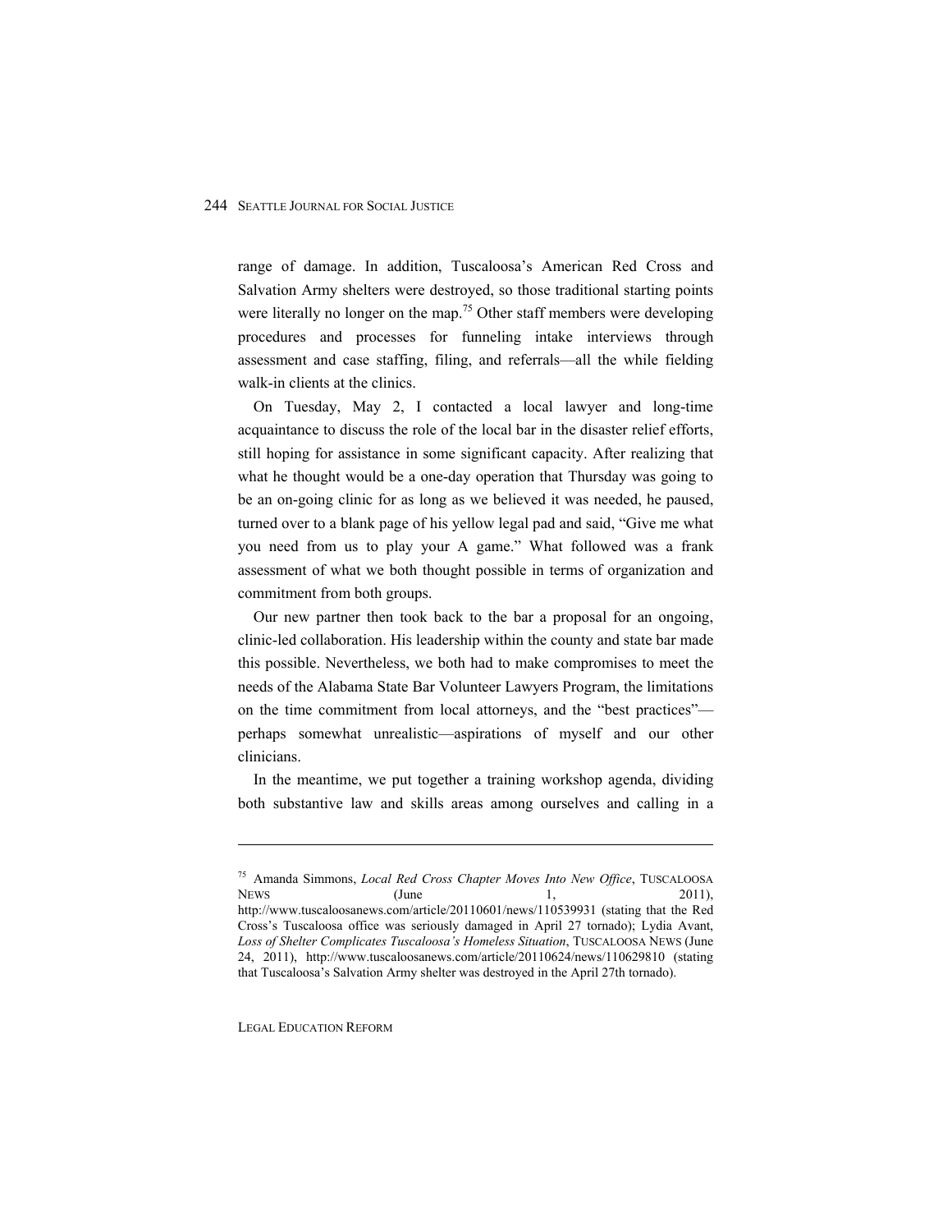range of damage. In addition, Tuscaloosa's American Red Cross and Salvation Army shelters were destroyed, so those traditional starting points were literally no longer on the map.[75] Other staff members were developing procedures and processes for funneling intake interviews through assessment and case staffing, filing, and referrals—all the while fielding walk-in clients at the clinics.

On Tuesday, May 2, I contacted a local lawyer and long-time acquaintance to discuss the role of the local bar in the disaster relief efforts, still hoping for assistance in some significant capacity. After realizing that what he thought would be a one-day operation that Thursday was going to be an on-going clinic for as long as we believed it was needed, he paused, turned over to a blank page of his yellow legal pad and said, "Give me what you need from us to play your A game." What followed was a frank assessment of what we both thought possible in terms of organization and commitment from both groups.

Our new partner then took back to the bar a proposal for an ongoing, clinic-led collaboration. His leadership within the county and state bar made this possible. Nevertheless, we both had to make compromises to meet the needs of the Alabama State Bar Volunteer Lawyers Program, the limitations on the time commitment from local attorneys, and the "best practices"—perhaps somewhat unrealistic—aspirations of myself and our other clinicians.

In the meantime, we put together a training workshop agenda, dividing both substantive law and skills areas among ourselves and calling in a

---

[75] Amanda Simmons, *Local Red Cross Chapter Moves Into New Office*, TUSCALOOSA NEWS (June 1, 2011), http://www.tuscaloosanews.com/article/20110601/news/110539931 (stating that the Red Cross's Tuscaloosa office was seriously damaged in April 27 tornado); Lydia Avant, *Loss of Shelter Complicates Tuscaloosa's Homeless Situation*, TUSCALOOSA NEWS (June 24, 2011), http://www.tuscaloosanews.com/article/20110624/news/110629810 (stating that Tuscaloosa's Salvation Army shelter was destroyed in the April 27th tornado).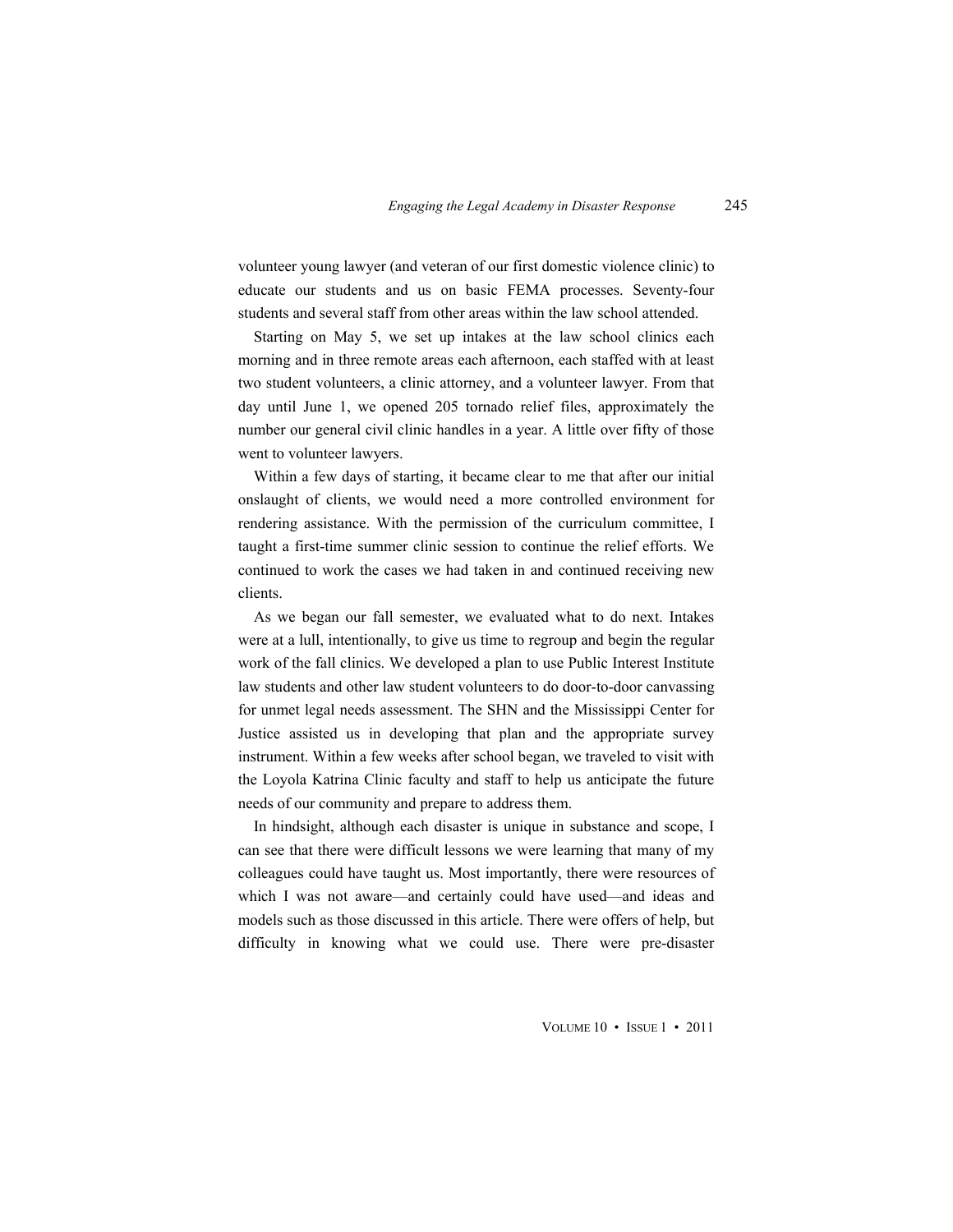volunteer young lawyer (and veteran of our first domestic violence clinic) to educate our students and us on basic FEMA processes. Seventy-four students and several staff from other areas within the law school attended.

Starting on May 5, we set up intakes at the law school clinics each morning and in three remote areas each afternoon, each staffed with at least two student volunteers, a clinic attorney, and a volunteer lawyer. From that day until June 1, we opened 205 tornado relief files, approximately the number our general civil clinic handles in a year. A little over fifty of those went to volunteer lawyers.

Within a few days of starting, it became clear to me that after our initial onslaught of clients, we would need a more controlled environment for rendering assistance. With the permission of the curriculum committee, I taught a first-time summer clinic session to continue the relief efforts. We continued to work the cases we had taken in and continued receiving new clients.

As we began our fall semester, we evaluated what to do next. Intakes were at a lull, intentionally, to give us time to regroup and begin the regular work of the fall clinics. We developed a plan to use Public Interest Institute law students and other law student volunteers to do door-to-door canvassing for unmet legal needs assessment. The SHN and the Mississippi Center for Justice assisted us in developing that plan and the appropriate survey instrument. Within a few weeks after school began, we traveled to visit with the Loyola Katrina Clinic faculty and staff to help us anticipate the future needs of our community and prepare to address them.

In hindsight, although each disaster is unique in substance and scope, I can see that there were difficult lessons we were learning that many of my colleagues could have taught us. Most importantly, there were resources of which I was not aware—and certainly could have used—and ideas and models such as those discussed in this article. There were offers of help, but difficulty in knowing what we could use. There were pre-disaster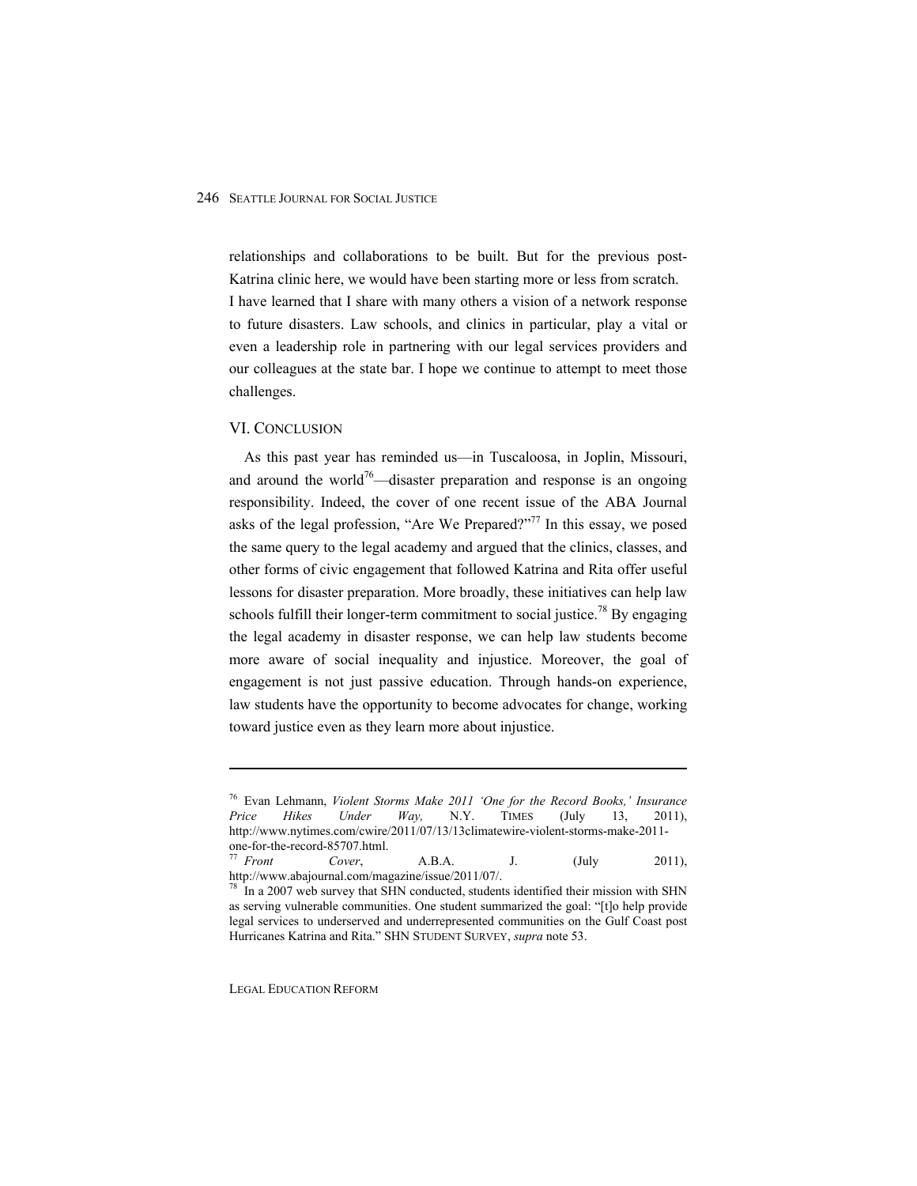relationships and collaborations to be built. But for the previous post-Katrina clinic here, we would have been starting more or less from scratch. I have learned that I share with many others a vision of a network response to future disasters. Law schools, and clinics in particular, play a vital or even a leadership role in partnering with our legal services providers and our colleagues at the state bar. I hope we continue to attempt to meet those challenges.

## VI. CONCLUSION

As this past year has reminded us—in Tuscaloosa, in Joplin, Missouri, and around the world[76]—disaster preparation and response is an ongoing responsibility. Indeed, the cover of one recent issue of the ABA Journal asks of the legal profession, "Are We Prepared?"[77] In this essay, we posed the same query to the legal academy and argued that the clinics, classes, and other forms of civic engagement that followed Katrina and Rita offer useful lessons for disaster preparation. More broadly, these initiatives can help law schools fulfill their longer-term commitment to social justice.[78] By engaging the legal academy in disaster response, we can help law students become more aware of social inequality and injustice. Moreover, the goal of engagement is not just passive education. Through hands-on experience, law students have the opportunity to become advocates for change, working toward justice even as they learn more about injustice.

---

[76] Evan Lehmann, *Violent Storms Make 2011 'One for the Record Books,' Insurance Price Hikes Under Way,* N.Y. TIMES (July 13, 2011), http://www.nytimes.com/cwire/2011/07/13/13climatewire-violent-storms-make-2011-one-for-the-record-85707.html.

[77] *Front Cover*, A.B.A. J. (July 2011), http://www.abajournal.com/magazine/issue/2011/07/.

[78] In a 2007 web survey that SHN conducted, students identified their mission with SHN as serving vulnerable communities. One student summarized the goal: "[t]o help provide legal services to underserved and underrepresented communities on the Gulf Coast post Hurricanes Katrina and Rita." SHN STUDENT SURVEY, *supra* note 53.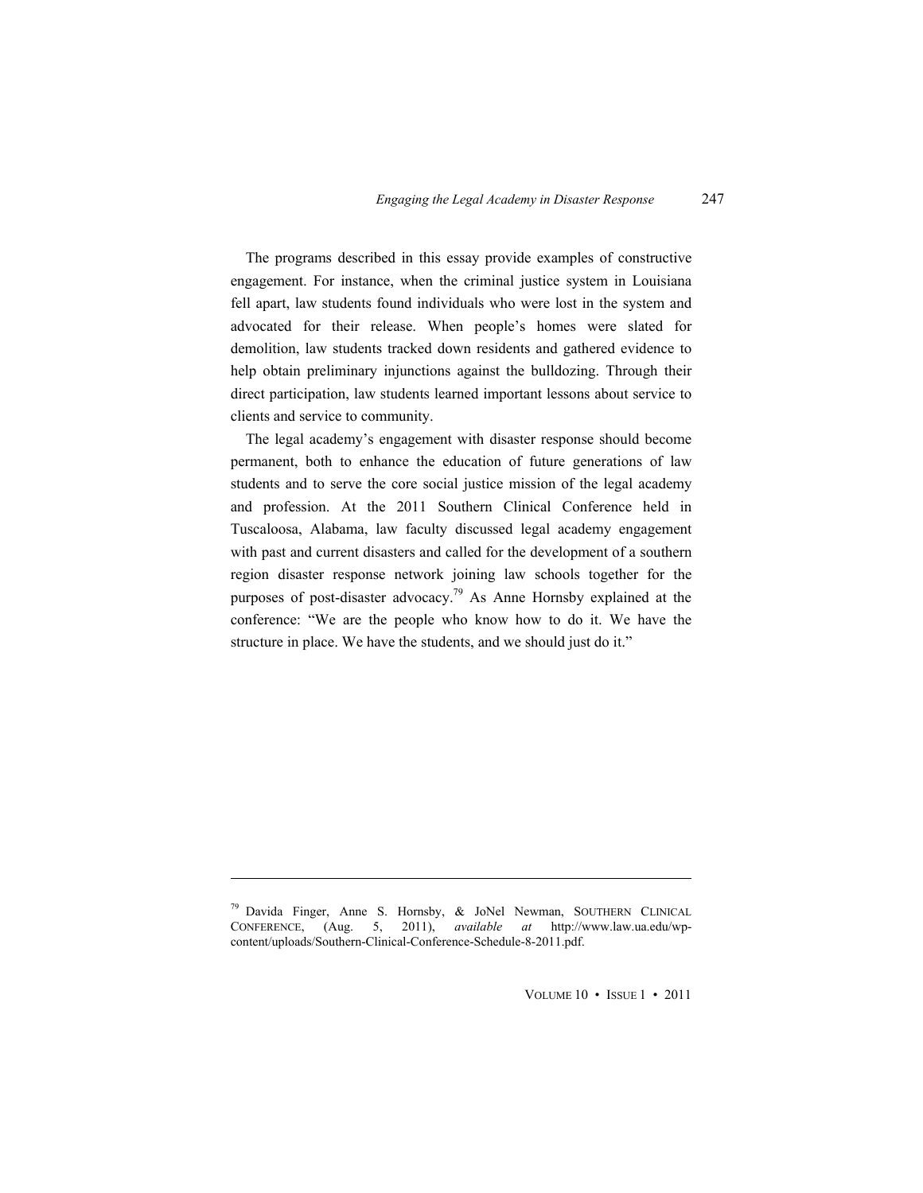The programs described in this essay provide examples of constructive engagement. For instance, when the criminal justice system in Louisiana fell apart, law students found individuals who were lost in the system and advocated for their release. When people's homes were slated for demolition, law students tracked down residents and gathered evidence to help obtain preliminary injunctions against the bulldozing. Through their direct participation, law students learned important lessons about service to clients and service to community.

The legal academy's engagement with disaster response should become permanent, both to enhance the education of future generations of law students and to serve the core social justice mission of the legal academy and profession. At the 2011 Southern Clinical Conference held in Tuscaloosa, Alabama, law faculty discussed legal academy engagement with past and current disasters and called for the development of a southern region disaster response network joining law schools together for the purposes of post-disaster advocacy.[79] As Anne Hornsby explained at the conference: "We are the people who know how to do it. We have the structure in place. We have the students, and we should just do it."

---

[79] Davida Finger, Anne S. Hornsby, & JoNel Newman, SOUTHERN CLINICAL CONFERENCE, (Aug. 5, 2011), *available at* http://www.law.ua.edu/wp-content/uploads/Southern-Clinical-Conference-Schedule-8-2011.pdf.